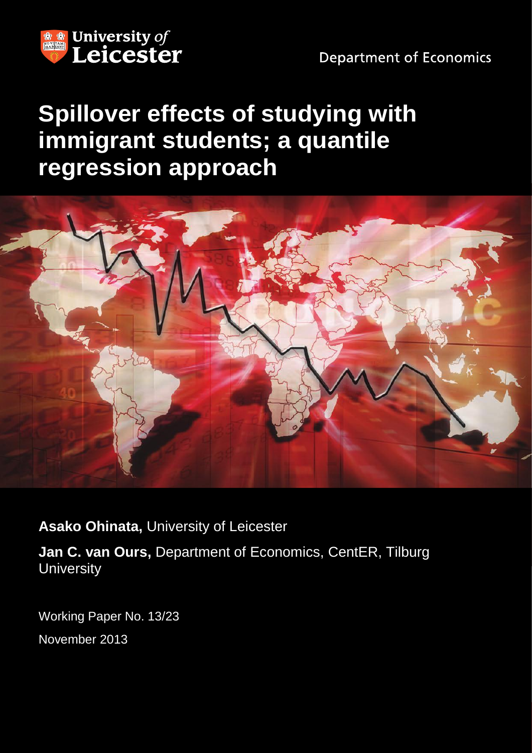University of Leicester

Department of Economics

# Spillover effects of studying with immigrant students; a quantile regression approach

**Asako Ohinata,** University of Leicester

**Jan C. van Ours,** Department of Economics, CentER, Tilburg University

Working Paper No. 13/23

November 2013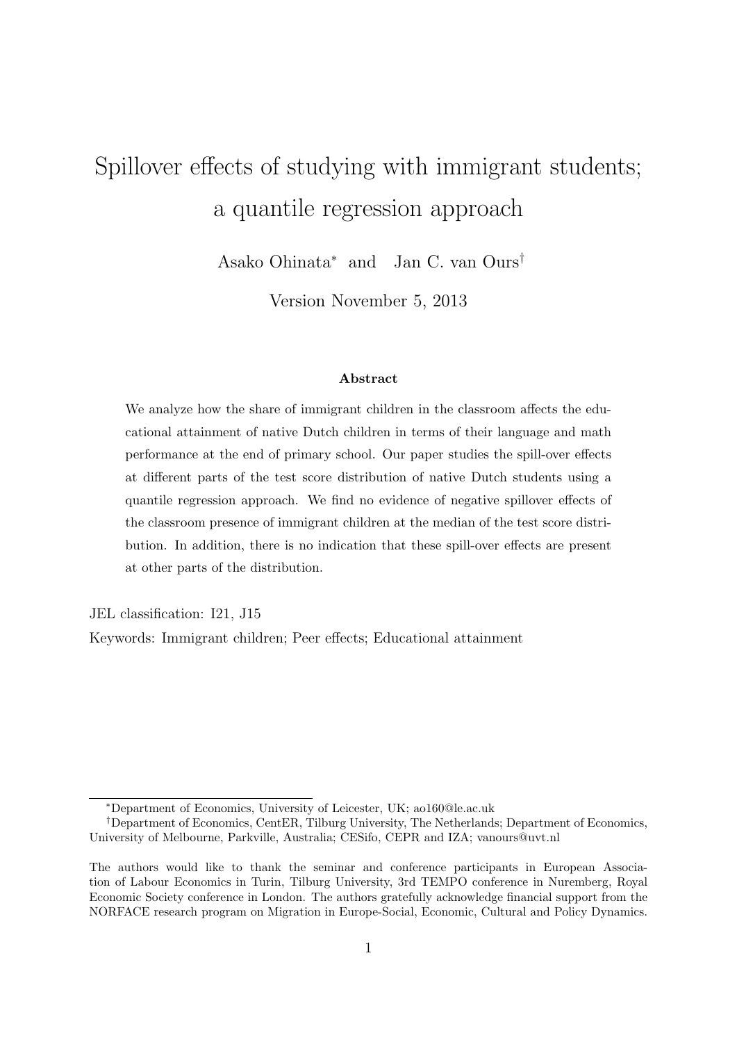# Spillover effects of studying with immigrant students; a quantile regression approach

Asako Ohinata[*] and Jan C. van Ours[†]

Version November 5, 2013

### Abstract

We analyze how the share of immigrant children in the classroom affects the educational attainment of native Dutch children in terms of their language and math performance at the end of primary school. Our paper studies the spill-over effects at different parts of the test score distribution of native Dutch students using a quantile regression approach. We find no evidence of negative spillover effects of the classroom presence of immigrant children at the median of the test score distribution. In addition, there is no indication that these spill-over effects are present at other parts of the distribution.

JEL classification: I21, J15

Keywords: Immigrant children; Peer effects; Educational attainment

---

[*] Department of Economics, University of Leicester, UK; ao160@le.ac.uk

[†] Department of Economics, CentER, Tilburg University, The Netherlands; Department of Economics, University of Melbourne, Parkville, Australia; CESifo, CEPR and IZA; vanours@uvt.nl

The authors would like to thank the seminar and conference participants in European Association of Labour Economics in Turin, Tilburg University, 3rd TEMPO conference in Nuremberg, Royal Economic Society conference in London. The authors gratefully acknowledge financial support from the NORFACE research program on Migration in Europe-Social, Economic, Cultural and Policy Dynamics.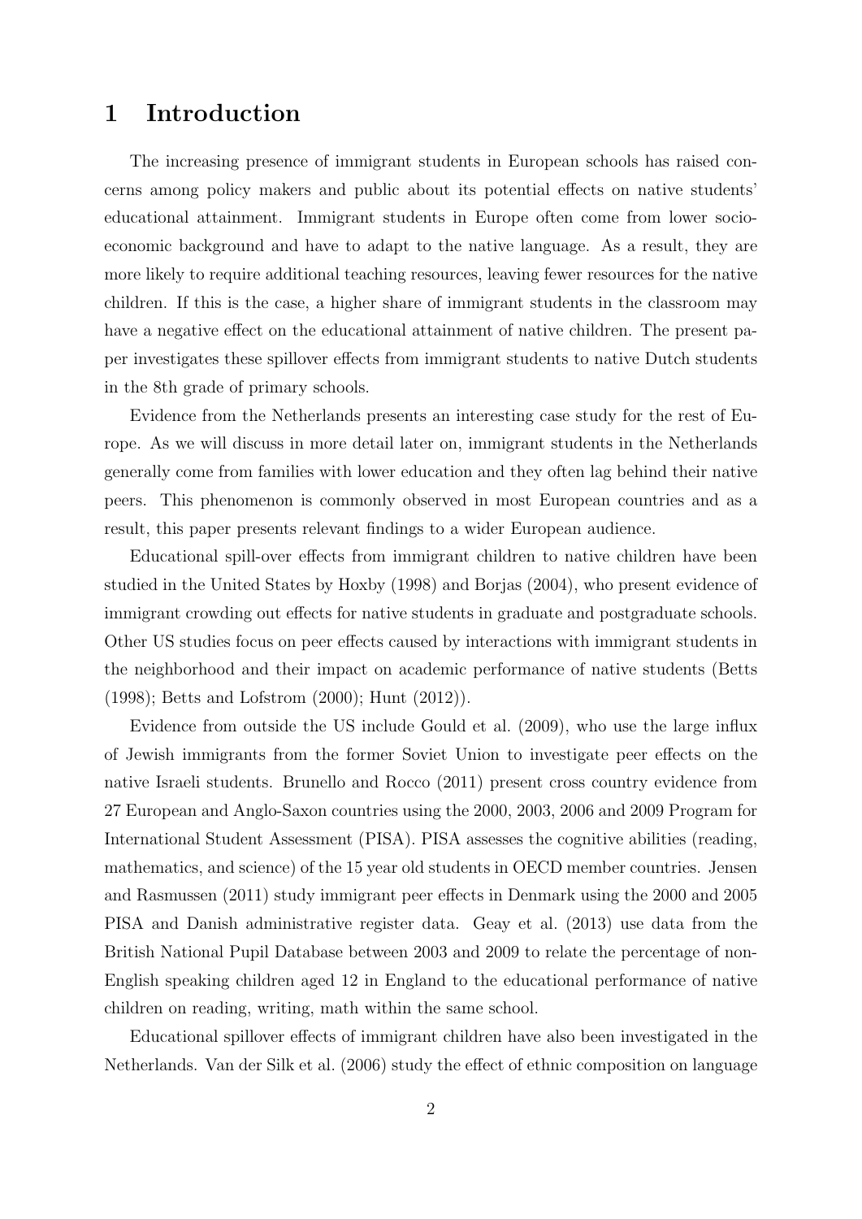# 1 Introduction

The increasing presence of immigrant students in European schools has raised concerns among policy makers and public about its potential effects on native students' educational attainment. Immigrant students in Europe often come from lower socio-economic background and have to adapt to the native language. As a result, they are more likely to require additional teaching resources, leaving fewer resources for the native children. If this is the case, a higher share of immigrant students in the classroom may have a negative effect on the educational attainment of native children. The present paper investigates these spillover effects from immigrant students to native Dutch students in the 8th grade of primary schools.

Evidence from the Netherlands presents an interesting case study for the rest of Europe. As we will discuss in more detail later on, immigrant students in the Netherlands generally come from families with lower education and they often lag behind their native peers. This phenomenon is commonly observed in most European countries and as a result, this paper presents relevant findings to a wider European audience.

Educational spill-over effects from immigrant children to native children have been studied in the United States by Hoxby (1998) and Borjas (2004), who present evidence of immigrant crowding out effects for native students in graduate and postgraduate schools. Other US studies focus on peer effects caused by interactions with immigrant students in the neighborhood and their impact on academic performance of native students (Betts (1998); Betts and Lofstrom (2000); Hunt (2012)).

Evidence from outside the US include Gould et al. (2009), who use the large influx of Jewish immigrants from the former Soviet Union to investigate peer effects on the native Israeli students. Brunello and Rocco (2011) present cross country evidence from 27 European and Anglo-Saxon countries using the 2000, 2003, 2006 and 2009 Program for International Student Assessment (PISA). PISA assesses the cognitive abilities (reading, mathematics, and science) of the 15 year old students in OECD member countries. Jensen and Rasmussen (2011) study immigrant peer effects in Denmark using the 2000 and 2005 PISA and Danish administrative register data. Geay et al. (2013) use data from the British National Pupil Database between 2003 and 2009 to relate the percentage of non-English speaking children aged 12 in England to the educational performance of native children on reading, writing, math within the same school.

Educational spillover effects of immigrant children have also been investigated in the Netherlands. Van der Silk et al. (2006) study the effect of ethnic composition on language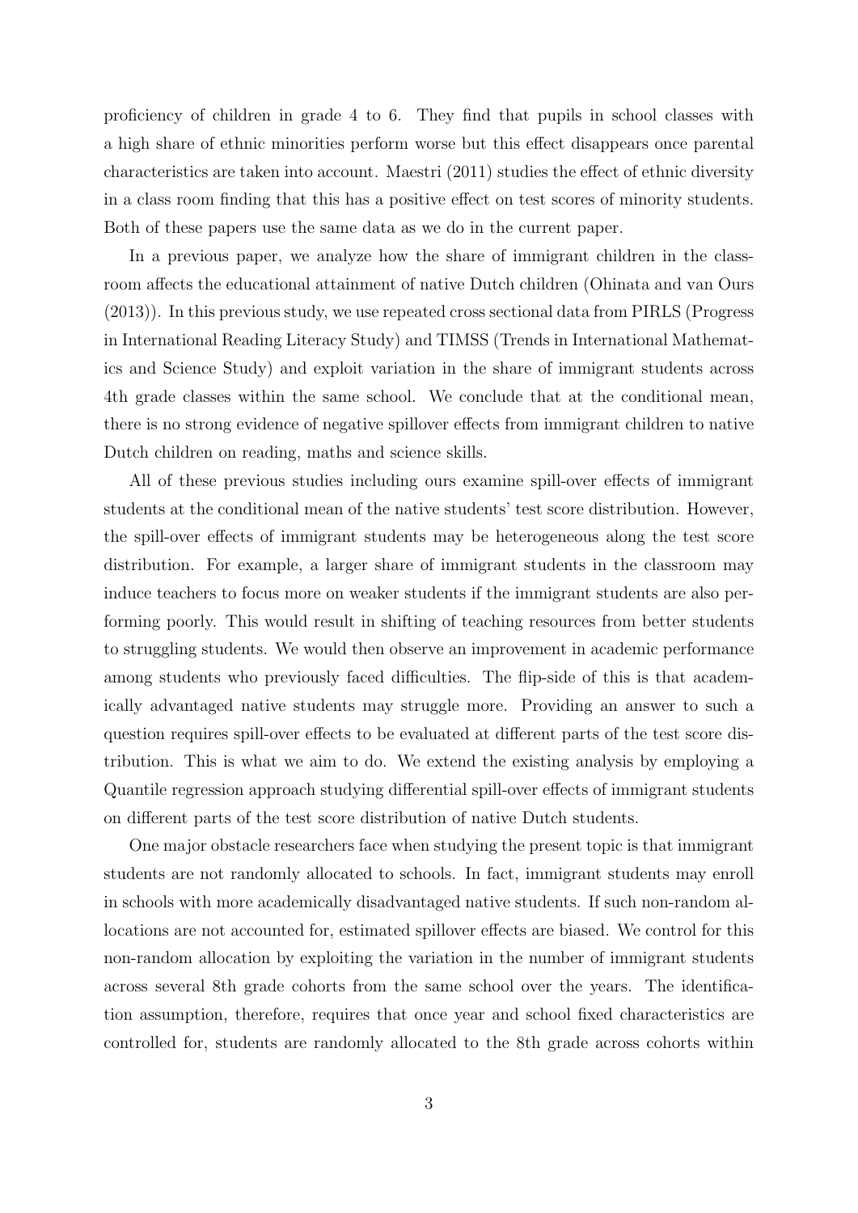proficiency of children in grade 4 to 6. They find that pupils in school classes with a high share of ethnic minorities perform worse but this effect disappears once parental characteristics are taken into account. Maestri (2011) studies the effect of ethnic diversity in a class room finding that this has a positive effect on test scores of minority students. Both of these papers use the same data as we do in the current paper.

In a previous paper, we analyze how the share of immigrant children in the classroom affects the educational attainment of native Dutch children (Ohinata and van Ours (2013)). In this previous study, we use repeated cross sectional data from PIRLS (Progress in International Reading Literacy Study) and TIMSS (Trends in International Mathematics and Science Study) and exploit variation in the share of immigrant students across 4th grade classes within the same school. We conclude that at the conditional mean, there is no strong evidence of negative spillover effects from immigrant children to native Dutch children on reading, maths and science skills.

All of these previous studies including ours examine spill-over effects of immigrant students at the conditional mean of the native students' test score distribution. However, the spill-over effects of immigrant students may be heterogeneous along the test score distribution. For example, a larger share of immigrant students in the classroom may induce teachers to focus more on weaker students if the immigrant students are also performing poorly. This would result in shifting of teaching resources from better students to struggling students. We would then observe an improvement in academic performance among students who previously faced difficulties. The flip-side of this is that academically advantaged native students may struggle more. Providing an answer to such a question requires spill-over effects to be evaluated at different parts of the test score distribution. This is what we aim to do. We extend the existing analysis by employing a Quantile regression approach studying differential spill-over effects of immigrant students on different parts of the test score distribution of native Dutch students.

One major obstacle researchers face when studying the present topic is that immigrant students are not randomly allocated to schools. In fact, immigrant students may enroll in schools with more academically disadvantaged native students. If such non-random allocations are not accounted for, estimated spillover effects are biased. We control for this non-random allocation by exploiting the variation in the number of immigrant students across several 8th grade cohorts from the same school over the years. The identification assumption, therefore, requires that once year and school fixed characteristics are controlled for, students are randomly allocated to the 8th grade across cohorts within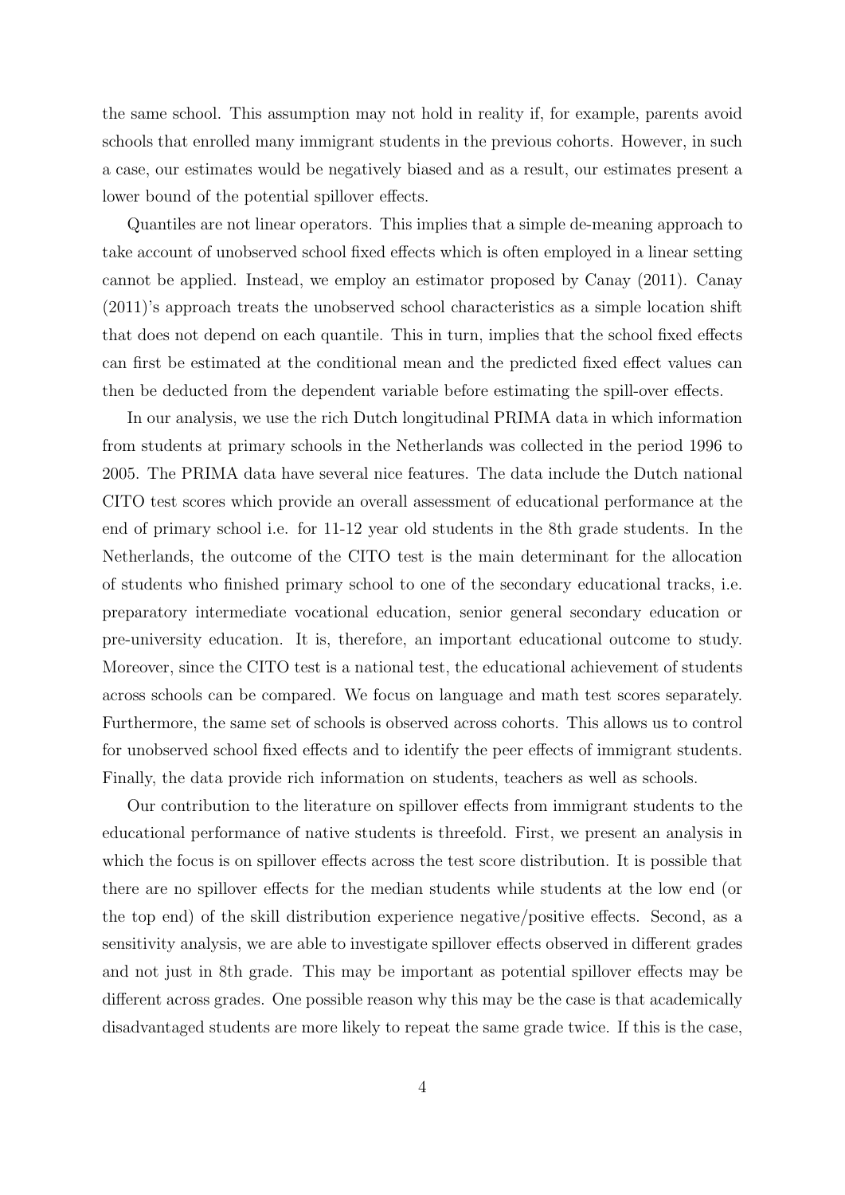the same school. This assumption may not hold in reality if, for example, parents avoid schools that enrolled many immigrant students in the previous cohorts. However, in such a case, our estimates would be negatively biased and as a result, our estimates present a lower bound of the potential spillover effects.

Quantiles are not linear operators. This implies that a simple de-meaning approach to take account of unobserved school fixed effects which is often employed in a linear setting cannot be applied. Instead, we employ an estimator proposed by Canay (2011). Canay (2011)'s approach treats the unobserved school characteristics as a simple location shift that does not depend on each quantile. This in turn, implies that the school fixed effects can first be estimated at the conditional mean and the predicted fixed effect values can then be deducted from the dependent variable before estimating the spill-over effects.

In our analysis, we use the rich Dutch longitudinal PRIMA data in which information from students at primary schools in the Netherlands was collected in the period 1996 to 2005. The PRIMA data have several nice features. The data include the Dutch national CITO test scores which provide an overall assessment of educational performance at the end of primary school i.e. for 11-12 year old students in the 8th grade students. In the Netherlands, the outcome of the CITO test is the main determinant for the allocation of students who finished primary school to one of the secondary educational tracks, i.e. preparatory intermediate vocational education, senior general secondary education or pre-university education. It is, therefore, an important educational outcome to study. Moreover, since the CITO test is a national test, the educational achievement of students across schools can be compared. We focus on language and math test scores separately. Furthermore, the same set of schools is observed across cohorts. This allows us to control for unobserved school fixed effects and to identify the peer effects of immigrant students. Finally, the data provide rich information on students, teachers as well as schools.

Our contribution to the literature on spillover effects from immigrant students to the educational performance of native students is threefold. First, we present an analysis in which the focus is on spillover effects across the test score distribution. It is possible that there are no spillover effects for the median students while students at the low end (or the top end) of the skill distribution experience negative/positive effects. Second, as a sensitivity analysis, we are able to investigate spillover effects observed in different grades and not just in 8th grade. This may be important as potential spillover effects may be different across grades. One possible reason why this may be the case is that academically disadvantaged students are more likely to repeat the same grade twice. If this is the case,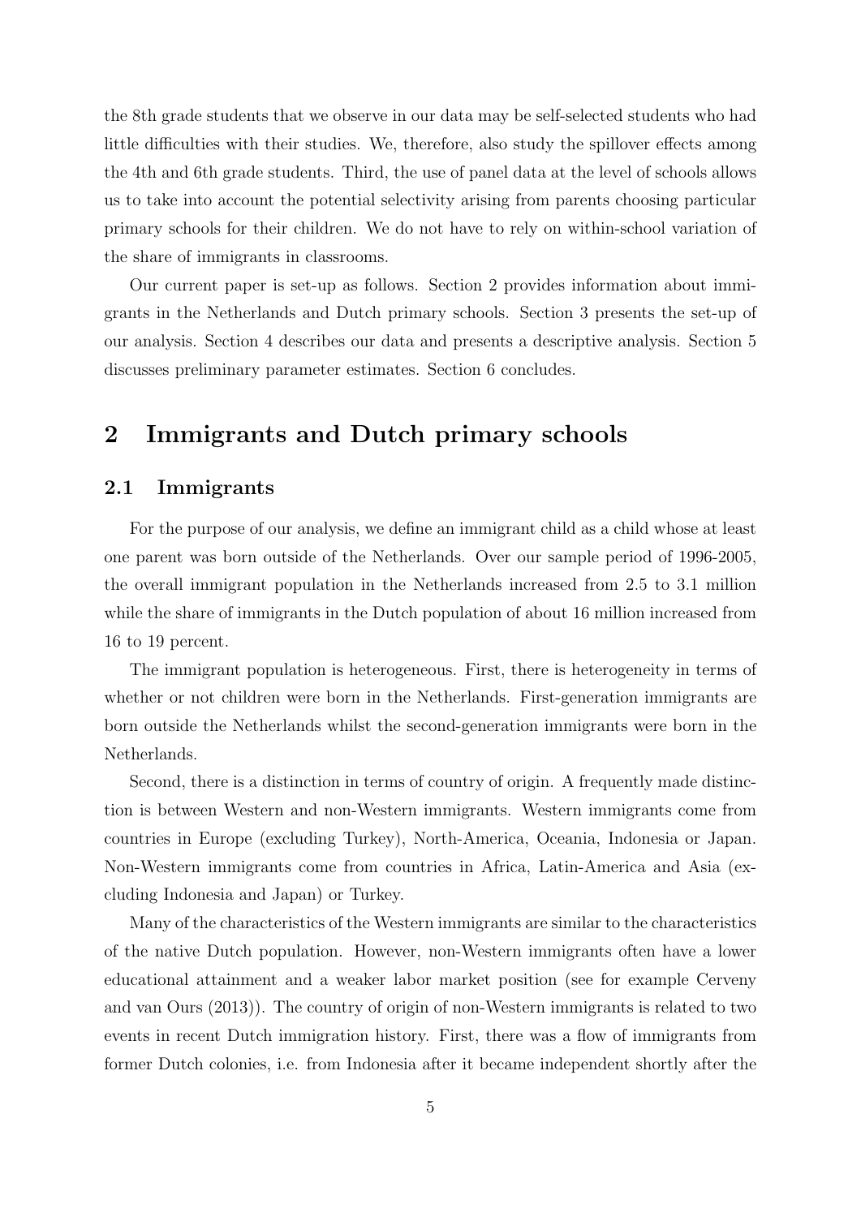the 8th grade students that we observe in our data may be self-selected students who had little difficulties with their studies. We, therefore, also study the spillover effects among the 4th and 6th grade students. Third, the use of panel data at the level of schools allows us to take into account the potential selectivity arising from parents choosing particular primary schools for their children. We do not have to rely on within-school variation of the share of immigrants in classrooms.

Our current paper is set-up as follows. Section 2 provides information about immigrants in the Netherlands and Dutch primary schools. Section 3 presents the set-up of our analysis. Section 4 describes our data and presents a descriptive analysis. Section 5 discusses preliminary parameter estimates. Section 6 concludes.

## 2 Immigrants and Dutch primary schools

### 2.1 Immigrants

For the purpose of our analysis, we define an immigrant child as a child whose at least one parent was born outside of the Netherlands. Over our sample period of 1996-2005, the overall immigrant population in the Netherlands increased from 2.5 to 3.1 million while the share of immigrants in the Dutch population of about 16 million increased from 16 to 19 percent.

The immigrant population is heterogeneous. First, there is heterogeneity in terms of whether or not children were born in the Netherlands. First-generation immigrants are born outside the Netherlands whilst the second-generation immigrants were born in the Netherlands.

Second, there is a distinction in terms of country of origin. A frequently made distinction is between Western and non-Western immigrants. Western immigrants come from countries in Europe (excluding Turkey), North-America, Oceania, Indonesia or Japan. Non-Western immigrants come from countries in Africa, Latin-America and Asia (excluding Indonesia and Japan) or Turkey.

Many of the characteristics of the Western immigrants are similar to the characteristics of the native Dutch population. However, non-Western immigrants often have a lower educational attainment and a weaker labor market position (see for example Cerveny and van Ours (2013)). The country of origin of non-Western immigrants is related to two events in recent Dutch immigration history. First, there was a flow of immigrants from former Dutch colonies, i.e. from Indonesia after it became independent shortly after the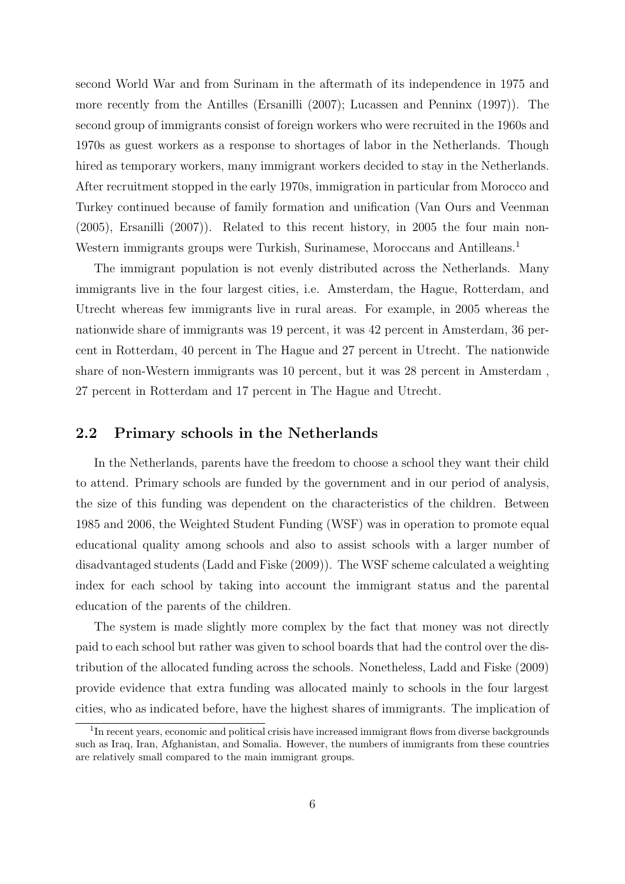second World War and from Surinam in the aftermath of its independence in 1975 and more recently from the Antilles (Ersanilli (2007); Lucassen and Penninx (1997)). The second group of immigrants consist of foreign workers who were recruited in the 1960s and 1970s as guest workers as a response to shortages of labor in the Netherlands. Though hired as temporary workers, many immigrant workers decided to stay in the Netherlands. After recruitment stopped in the early 1970s, immigration in particular from Morocco and Turkey continued because of family formation and unification (Van Ours and Veenman (2005), Ersanilli (2007)). Related to this recent history, in 2005 the four main non-Western immigrants groups were Turkish, Surinamese, Moroccans and Antilleans.[1]

The immigrant population is not evenly distributed across the Netherlands. Many immigrants live in the four largest cities, i.e. Amsterdam, the Hague, Rotterdam, and Utrecht whereas few immigrants live in rural areas. For example, in 2005 whereas the nationwide share of immigrants was 19 percent, it was 42 percent in Amsterdam, 36 percent in Rotterdam, 40 percent in The Hague and 27 percent in Utrecht. The nationwide share of non-Western immigrants was 10 percent, but it was 28 percent in Amsterdam , 27 percent in Rotterdam and 17 percent in The Hague and Utrecht.

## 2.2 Primary schools in the Netherlands

In the Netherlands, parents have the freedom to choose a school they want their child to attend. Primary schools are funded by the government and in our period of analysis, the size of this funding was dependent on the characteristics of the children. Between 1985 and 2006, the Weighted Student Funding (WSF) was in operation to promote equal educational quality among schools and also to assist schools with a larger number of disadvantaged students (Ladd and Fiske (2009)). The WSF scheme calculated a weighting index for each school by taking into account the immigrant status and the parental education of the parents of the children.

The system is made slightly more complex by the fact that money was not directly paid to each school but rather was given to school boards that had the control over the distribution of the allocated funding across the schools. Nonetheless, Ladd and Fiske (2009) provide evidence that extra funding was allocated mainly to schools in the four largest cities, who as indicated before, have the highest shares of immigrants. The implication of

[1] In recent years, economic and political crisis have increased immigrant flows from diverse backgrounds such as Iraq, Iran, Afghanistan, and Somalia. However, the numbers of immigrants from these countries are relatively small compared to the main immigrant groups.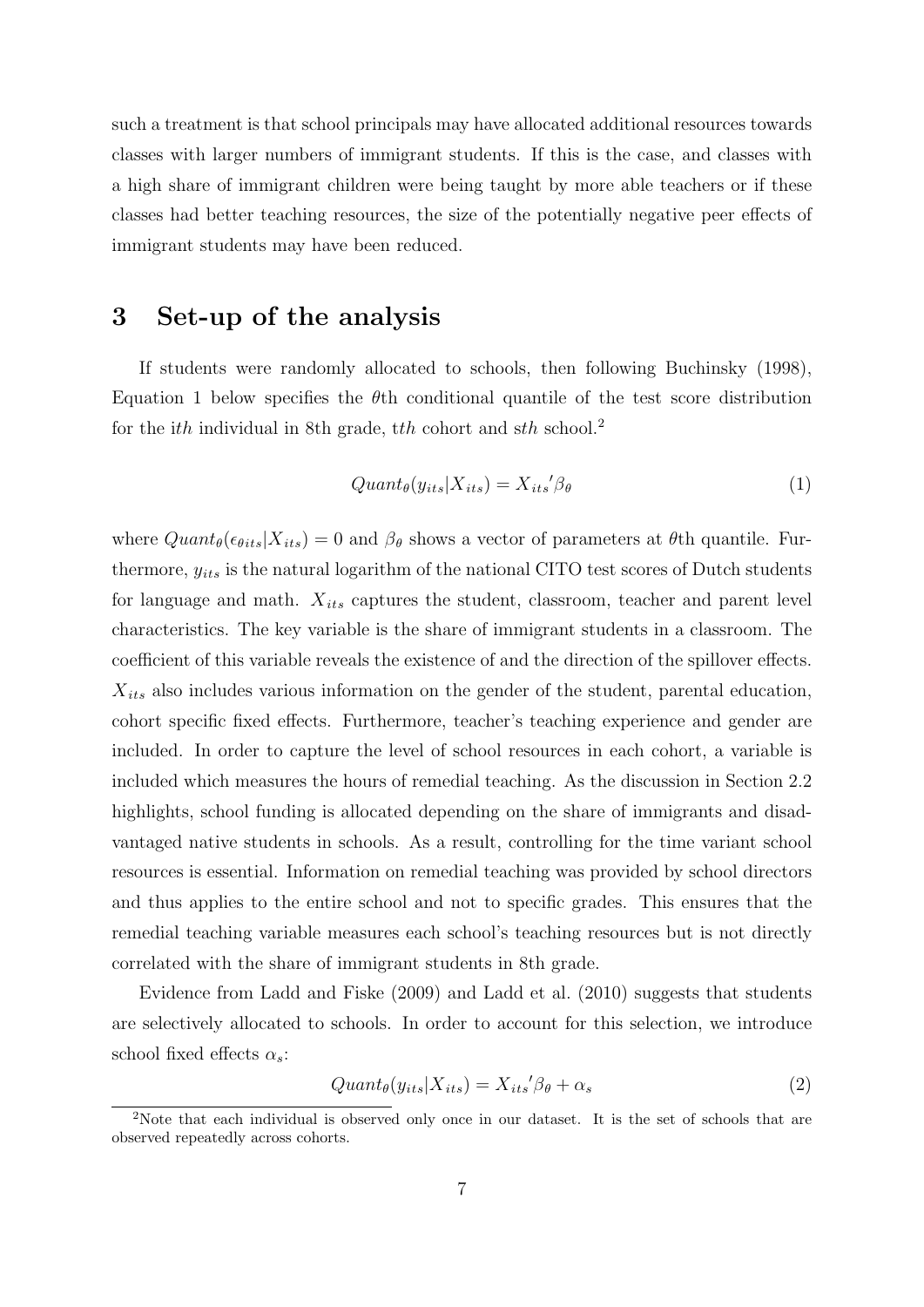such a treatment is that school principals may have allocated additional resources towards classes with larger numbers of immigrant students. If this is the case, and classes with a high share of immigrant children were being taught by more able teachers or if these classes had better teaching resources, the size of the potentially negative peer effects of immigrant students may have been reduced.

# 3 Set-up of the analysis

If students were randomly allocated to schools, then following Buchinsky (1998), Equation 1 below specifies the $\theta$th conditional quantile of the test score distribution for the $i$*th* individual in 8th grade, $t$*th* cohort and $s$*th* school.[2]

$$Quant_\theta(y_{its}|X_{its}) = X_{its}{}'\beta_\theta \tag{1}$$

where $Quant_\theta(\epsilon_{\theta its}|X_{its}) = 0$ and $\beta_\theta$ shows a vector of parameters at $\theta$th quantile. Furthermore, $y_{its}$ is the natural logarithm of the national CITO test scores of Dutch students for language and math. $X_{its}$ captures the student, classroom, teacher and parent level characteristics. The key variable is the share of immigrant students in a classroom. The coefficient of this variable reveals the existence of and the direction of the spillover effects. $X_{its}$ also includes various information on the gender of the student, parental education, cohort specific fixed effects. Furthermore, teacher's teaching experience and gender are included. In order to capture the level of school resources in each cohort, a variable is included which measures the hours of remedial teaching. As the discussion in Section 2.2 highlights, school funding is allocated depending on the share of immigrants and disadvantaged native students in schools. As a result, controlling for the time variant school resources is essential. Information on remedial teaching was provided by school directors and thus applies to the entire school and not to specific grades. This ensures that the remedial teaching variable measures each school's teaching resources but is not directly correlated with the share of immigrant students in 8th grade.

Evidence from Ladd and Fiske (2009) and Ladd et al. (2010) suggests that students are selectively allocated to schools. In order to account for this selection, we introduce school fixed effects $\alpha_s$:

$$Quant_\theta(y_{its}|X_{its}) = X_{its}{}'\beta_\theta + \alpha_s \tag{2}$$

[2]Note that each individual is observed only once in our dataset. It is the set of schools that are observed repeatedly across cohorts.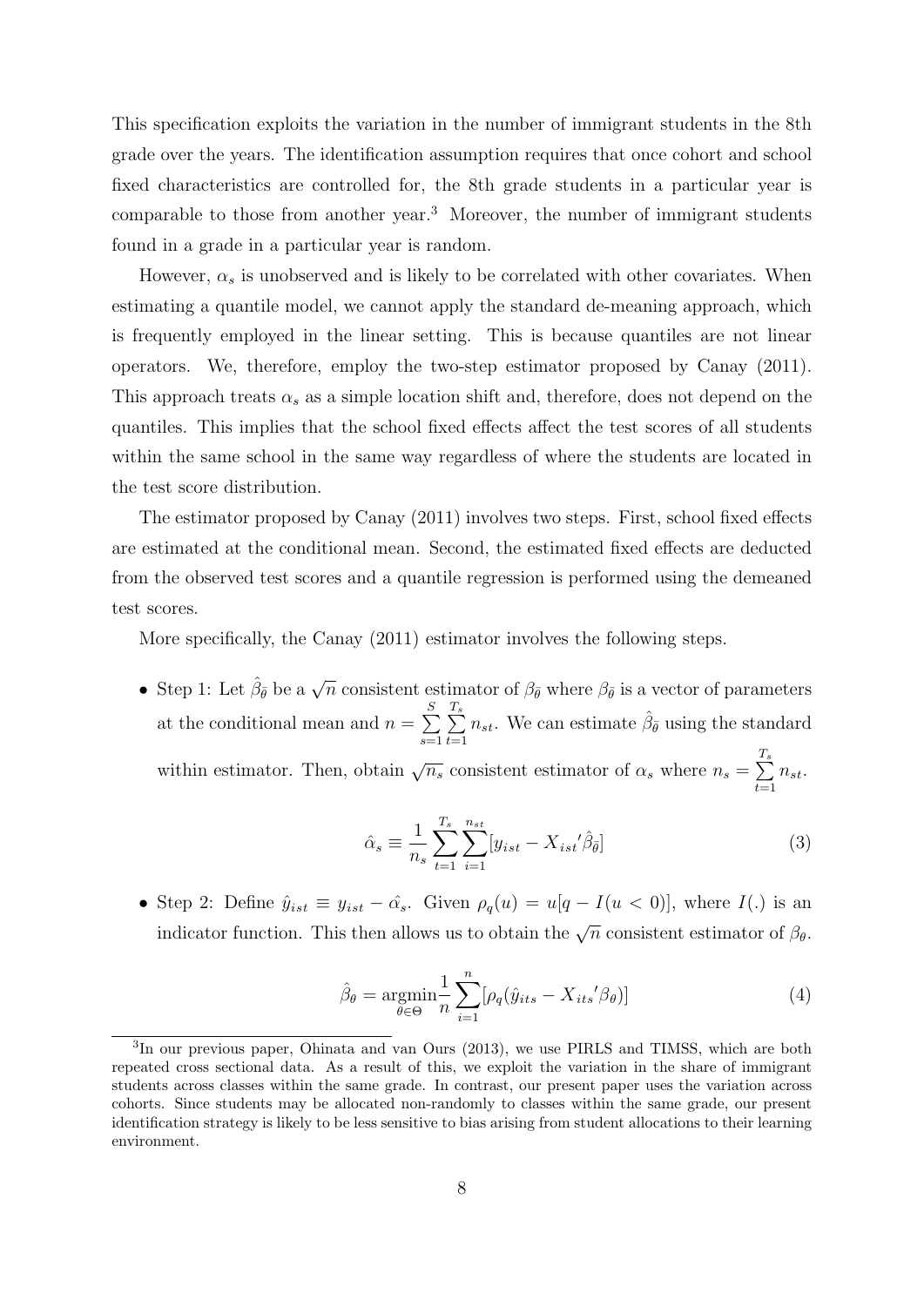This specification exploits the variation in the number of immigrant students in the 8th grade over the years. The identification assumption requires that once cohort and school fixed characteristics are controlled for, the 8th grade students in a particular year is comparable to those from another year.[3] Moreover, the number of immigrant students found in a grade in a particular year is random.

However, $\alpha_s$ is unobserved and is likely to be correlated with other covariates. When estimating a quantile model, we cannot apply the standard de-meaning approach, which is frequently employed in the linear setting. This is because quantiles are not linear operators. We, therefore, employ the two-step estimator proposed by Canay (2011). This approach treats $\alpha_s$ as a simple location shift and, therefore, does not depend on the quantiles. This implies that the school fixed effects affect the test scores of all students within the same school in the same way regardless of where the students are located in the test score distribution.

The estimator proposed by Canay (2011) involves two steps. First, school fixed effects are estimated at the conditional mean. Second, the estimated fixed effects are deducted from the observed test scores and a quantile regression is performed using the demeaned test scores.

More specifically, the Canay (2011) estimator involves the following steps.

- Step 1: Let $\hat{\beta}_{\bar{\theta}}$ be a $\sqrt{n}$ consistent estimator of $\beta_{\bar{\theta}}$ where $\beta_{\bar{\theta}}$ is a vector of parameters at the conditional mean and $n = \sum_{s=1}^{S} \sum_{t=1}^{T_s} n_{st}$. We can estimate $\hat{\beta}_{\bar{\theta}}$ using the standard within estimator. Then, obtain $\sqrt{n_s}$ consistent estimator of $\alpha_s$ where $n_s = \sum_{t=1}^{T_s} n_{st}$.

$$\hat{\alpha}_s \equiv \frac{1}{n_s} \sum_{t=1}^{T_s} \sum_{i=1}^{n_{st}} [y_{ist} - X_{ist}{}' \hat{\beta}_{\bar{\theta}}] \tag{3}$$

- Step 2: Define $\hat{y}_{ist} \equiv y_{ist} - \hat{\alpha_s}$. Given $\rho_q(u) = u[q - I(u < 0)]$, where $I(.)$ is an indicator function. This then allows us to obtain the $\sqrt{n}$ consistent estimator of $\beta_\theta$.

$$\hat{\beta}_\theta = \underset{\theta \in \Theta}{\operatorname{argmin}} \frac{1}{n} \sum_{i=1}^{n} [\rho_q(\hat{y}_{its} - X_{its}{}' \beta_\theta)] \tag{4}$$

[3] In our previous paper, Ohinata and van Ours (2013), we use PIRLS and TIMSS, which are both repeated cross sectional data. As a result of this, we exploit the variation in the share of immigrant students across classes within the same grade. In contrast, our present paper uses the variation across cohorts. Since students may be allocated non-randomly to classes within the same grade, our present identification strategy is likely to be less sensitive to bias arising from student allocations to their learning environment.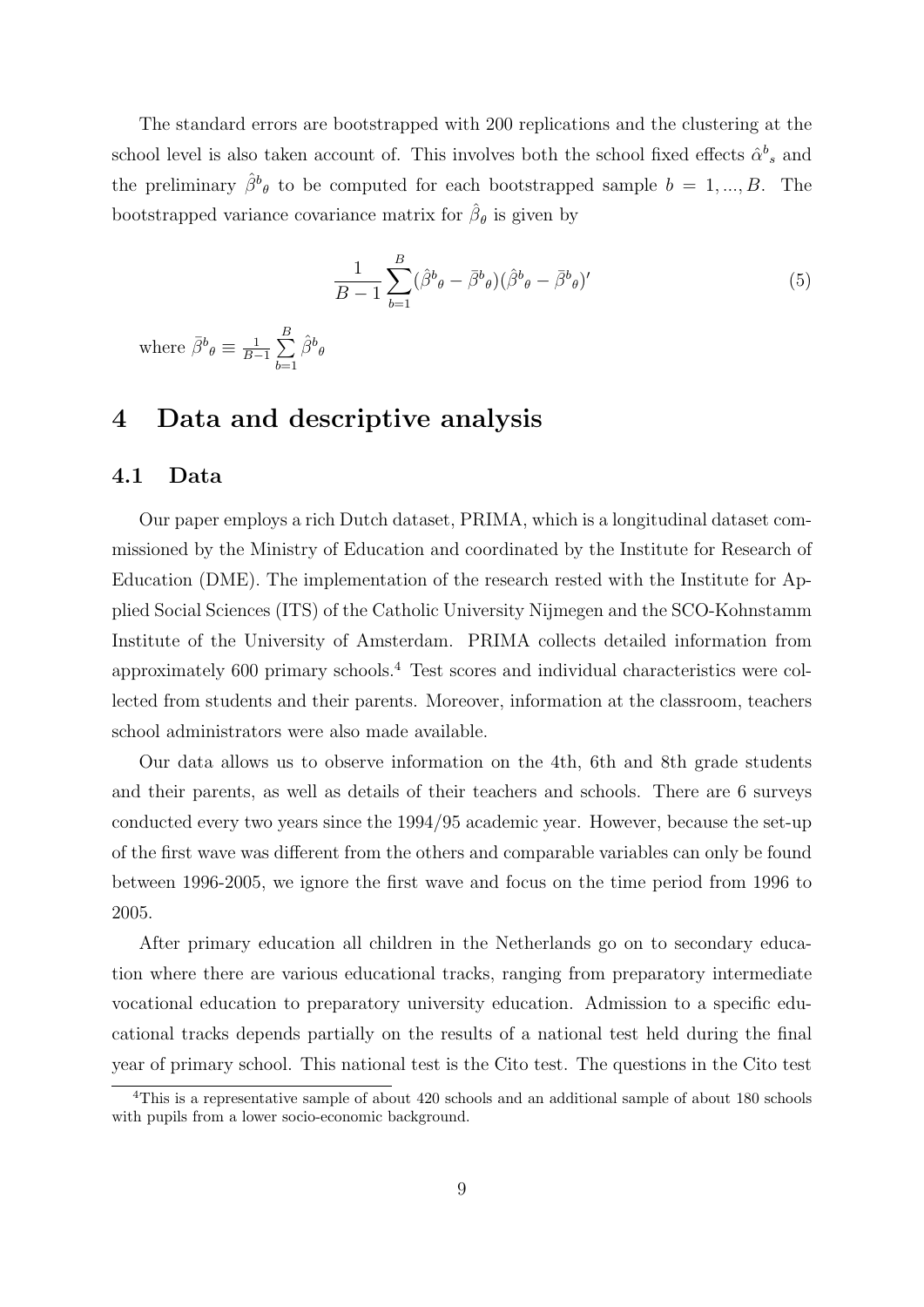The standard errors are bootstrapped with 200 replications and the clustering at the school level is also taken account of. This involves both the school fixed effects $\hat{\alpha}^b{}_s$ and the preliminary $\hat{\beta}^b{}_\theta$ to be computed for each bootstrapped sample $b = 1, ..., B$. The bootstrapped variance covariance matrix for $\hat{\beta}_\theta$ is given by

$$\frac{1}{B-1}\sum_{b=1}^{B}(\hat{\beta}^b{}_\theta - \bar{\beta}^b{}_\theta)(\hat{\beta}^b{}_\theta - \bar{\beta}^b{}_\theta)' \tag{5}$$

where $\bar{\beta}^b{}_\theta \equiv \frac{1}{B-1}\sum_{b=1}^{B}\hat{\beta}^b{}_\theta$

# 4 Data and descriptive analysis

## 4.1 Data

Our paper employs a rich Dutch dataset, PRIMA, which is a longitudinal dataset commissioned by the Ministry of Education and coordinated by the Institute for Research of Education (DME). The implementation of the research rested with the Institute for Applied Social Sciences (ITS) of the Catholic University Nijmegen and the SCO-Kohnstamm Institute of the University of Amsterdam. PRIMA collects detailed information from approximately 600 primary schools.[4] Test scores and individual characteristics were collected from students and their parents. Moreover, information at the classroom, teachers school administrators were also made available.

Our data allows us to observe information on the 4th, 6th and 8th grade students and their parents, as well as details of their teachers and schools. There are 6 surveys conducted every two years since the 1994/95 academic year. However, because the set-up of the first wave was different from the others and comparable variables can only be found between 1996-2005, we ignore the first wave and focus on the time period from 1996 to 2005.

After primary education all children in the Netherlands go on to secondary education where there are various educational tracks, ranging from preparatory intermediate vocational education to preparatory university education. Admission to a specific educational tracks depends partially on the results of a national test held during the final year of primary school. This national test is the Cito test. The questions in the Cito test

[4]This is a representative sample of about 420 schools and an additional sample of about 180 schools with pupils from a lower socio-economic background.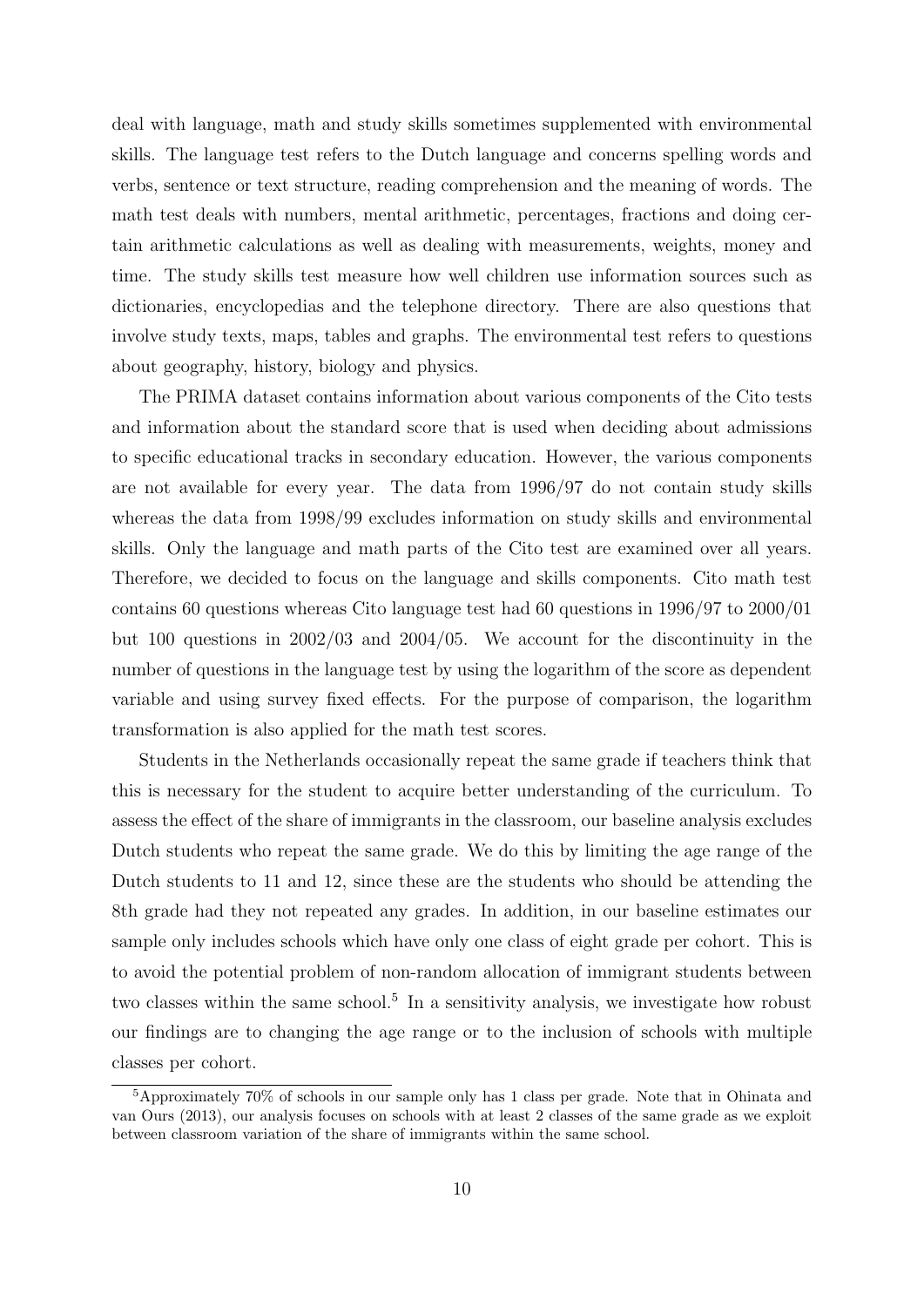deal with language, math and study skills sometimes supplemented with environmental skills. The language test refers to the Dutch language and concerns spelling words and verbs, sentence or text structure, reading comprehension and the meaning of words. The math test deals with numbers, mental arithmetic, percentages, fractions and doing certain arithmetic calculations as well as dealing with measurements, weights, money and time. The study skills test measure how well children use information sources such as dictionaries, encyclopedias and the telephone directory. There are also questions that involve study texts, maps, tables and graphs. The environmental test refers to questions about geography, history, biology and physics.

The PRIMA dataset contains information about various components of the Cito tests and information about the standard score that is used when deciding about admissions to specific educational tracks in secondary education. However, the various components are not available for every year. The data from 1996/97 do not contain study skills whereas the data from 1998/99 excludes information on study skills and environmental skills. Only the language and math parts of the Cito test are examined over all years. Therefore, we decided to focus on the language and skills components. Cito math test contains 60 questions whereas Cito language test had 60 questions in 1996/97 to 2000/01 but 100 questions in 2002/03 and 2004/05. We account for the discontinuity in the number of questions in the language test by using the logarithm of the score as dependent variable and using survey fixed effects. For the purpose of comparison, the logarithm transformation is also applied for the math test scores.

Students in the Netherlands occasionally repeat the same grade if teachers think that this is necessary for the student to acquire better understanding of the curriculum. To assess the effect of the share of immigrants in the classroom, our baseline analysis excludes Dutch students who repeat the same grade. We do this by limiting the age range of the Dutch students to 11 and 12, since these are the students who should be attending the 8th grade had they not repeated any grades. In addition, in our baseline estimates our sample only includes schools which have only one class of eight grade per cohort. This is to avoid the potential problem of non-random allocation of immigrant students between two classes within the same school.[5] In a sensitivity analysis, we investigate how robust our findings are to changing the age range or to the inclusion of schools with multiple classes per cohort.

[5] Approximately 70% of schools in our sample only has 1 class per grade. Note that in Ohinata and van Ours (2013), our analysis focuses on schools with at least 2 classes of the same grade as we exploit between classroom variation of the share of immigrants within the same school.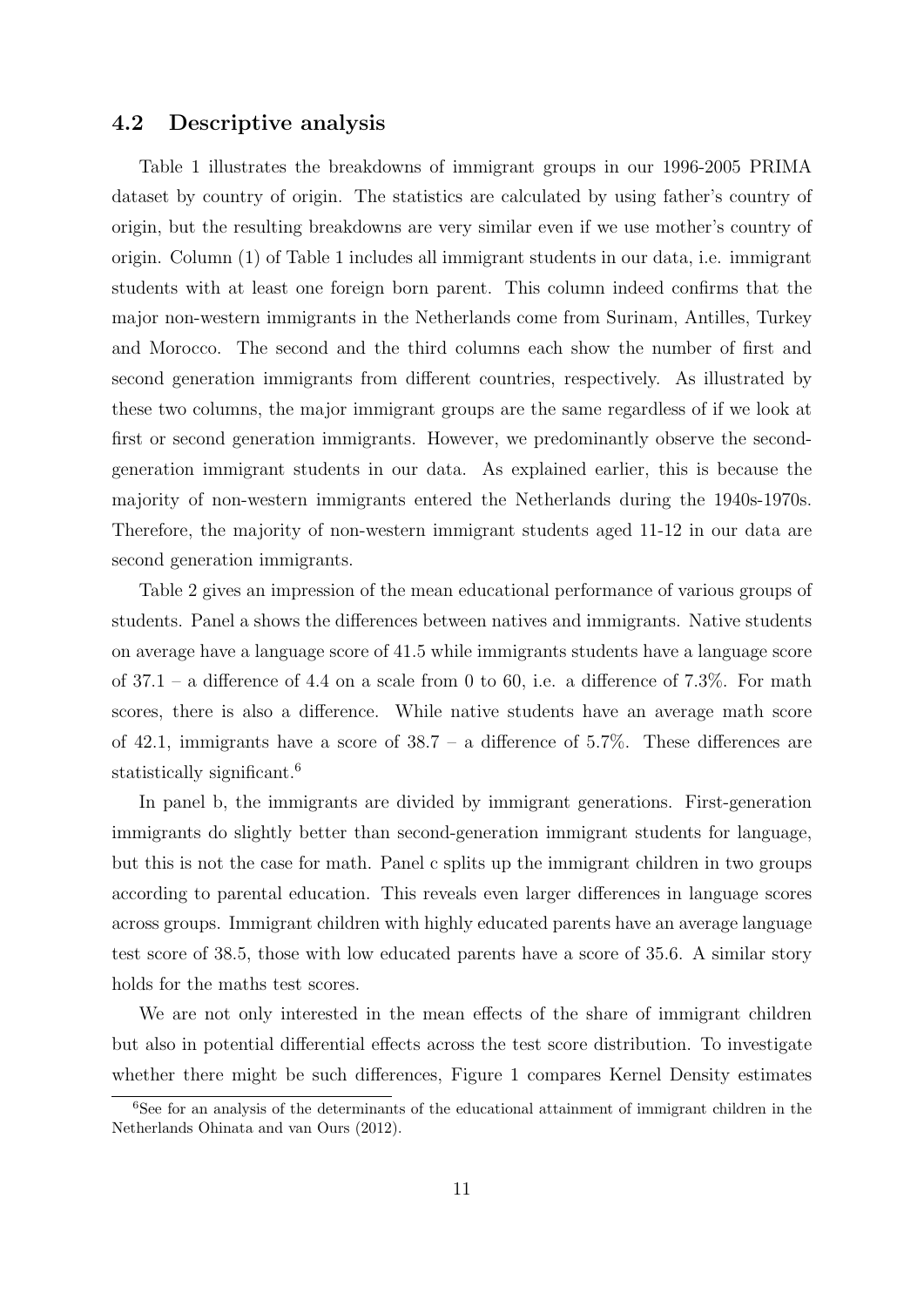### 4.2 Descriptive analysis

Table 1 illustrates the breakdowns of immigrant groups in our 1996-2005 PRIMA dataset by country of origin. The statistics are calculated by using father's country of origin, but the resulting breakdowns are very similar even if we use mother's country of origin. Column (1) of Table 1 includes all immigrant students in our data, i.e. immigrant students with at least one foreign born parent. This column indeed confirms that the major non-western immigrants in the Netherlands come from Surinam, Antilles, Turkey and Morocco. The second and the third columns each show the number of first and second generation immigrants from different countries, respectively. As illustrated by these two columns, the major immigrant groups are the same regardless of if we look at first or second generation immigrants. However, we predominantly observe the second-generation immigrant students in our data. As explained earlier, this is because the majority of non-western immigrants entered the Netherlands during the 1940s-1970s. Therefore, the majority of non-western immigrant students aged 11-12 in our data are second generation immigrants.

Table 2 gives an impression of the mean educational performance of various groups of students. Panel a shows the differences between natives and immigrants. Native students on average have a language score of 41.5 while immigrants students have a language score of 37.1 – a difference of 4.4 on a scale from 0 to 60, i.e. a difference of 7.3%. For math scores, there is also a difference. While native students have an average math score of 42.1, immigrants have a score of 38.7 – a difference of 5.7%. These differences are statistically significant.[6]

In panel b, the immigrants are divided by immigrant generations. First-generation immigrants do slightly better than second-generation immigrant students for language, but this is not the case for math. Panel c splits up the immigrant children in two groups according to parental education. This reveals even larger differences in language scores across groups. Immigrant children with highly educated parents have an average language test score of 38.5, those with low educated parents have a score of 35.6. A similar story holds for the maths test scores.

We are not only interested in the mean effects of the share of immigrant children but also in potential differential effects across the test score distribution. To investigate whether there might be such differences, Figure 1 compares Kernel Density estimates

[6] See for an analysis of the determinants of the educational attainment of immigrant children in the Netherlands Ohinata and van Ours (2012).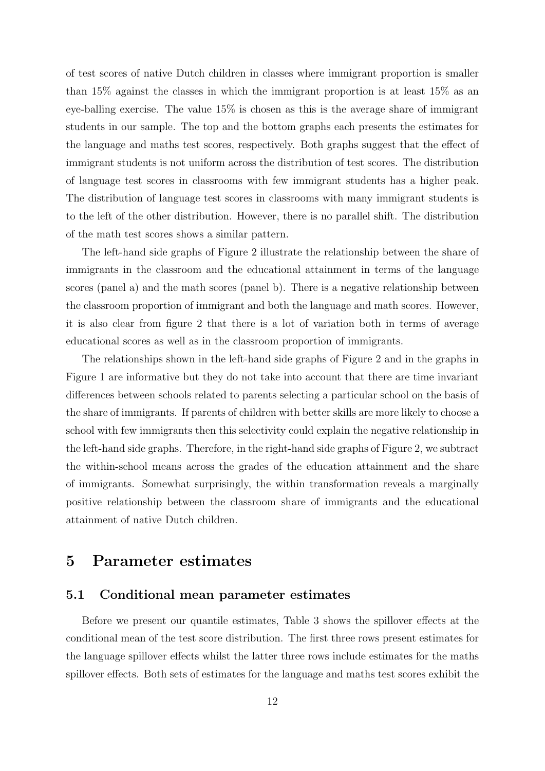of test scores of native Dutch children in classes where immigrant proportion is smaller than 15% against the classes in which the immigrant proportion is at least 15% as an eye-balling exercise. The value 15% is chosen as this is the average share of immigrant students in our sample. The top and the bottom graphs each presents the estimates for the language and maths test scores, respectively. Both graphs suggest that the effect of immigrant students is not uniform across the distribution of test scores. The distribution of language test scores in classrooms with few immigrant students has a higher peak. The distribution of language test scores in classrooms with many immigrant students is to the left of the other distribution. However, there is no parallel shift. The distribution of the math test scores shows a similar pattern.

The left-hand side graphs of Figure 2 illustrate the relationship between the share of immigrants in the classroom and the educational attainment in terms of the language scores (panel a) and the math scores (panel b). There is a negative relationship between the classroom proportion of immigrant and both the language and math scores. However, it is also clear from figure 2 that there is a lot of variation both in terms of average educational scores as well as in the classroom proportion of immigrants.

The relationships shown in the left-hand side graphs of Figure 2 and in the graphs in Figure 1 are informative but they do not take into account that there are time invariant differences between schools related to parents selecting a particular school on the basis of the share of immigrants. If parents of children with better skills are more likely to choose a school with few immigrants then this selectivity could explain the negative relationship in the left-hand side graphs. Therefore, in the right-hand side graphs of Figure 2, we subtract the within-school means across the grades of the education attainment and the share of immigrants. Somewhat surprisingly, the within transformation reveals a marginally positive relationship between the classroom share of immigrants and the educational attainment of native Dutch children.

# 5 Parameter estimates

## 5.1 Conditional mean parameter estimates

Before we present our quantile estimates, Table 3 shows the spillover effects at the conditional mean of the test score distribution. The first three rows present estimates for the language spillover effects whilst the latter three rows include estimates for the maths spillover effects. Both sets of estimates for the language and maths test scores exhibit the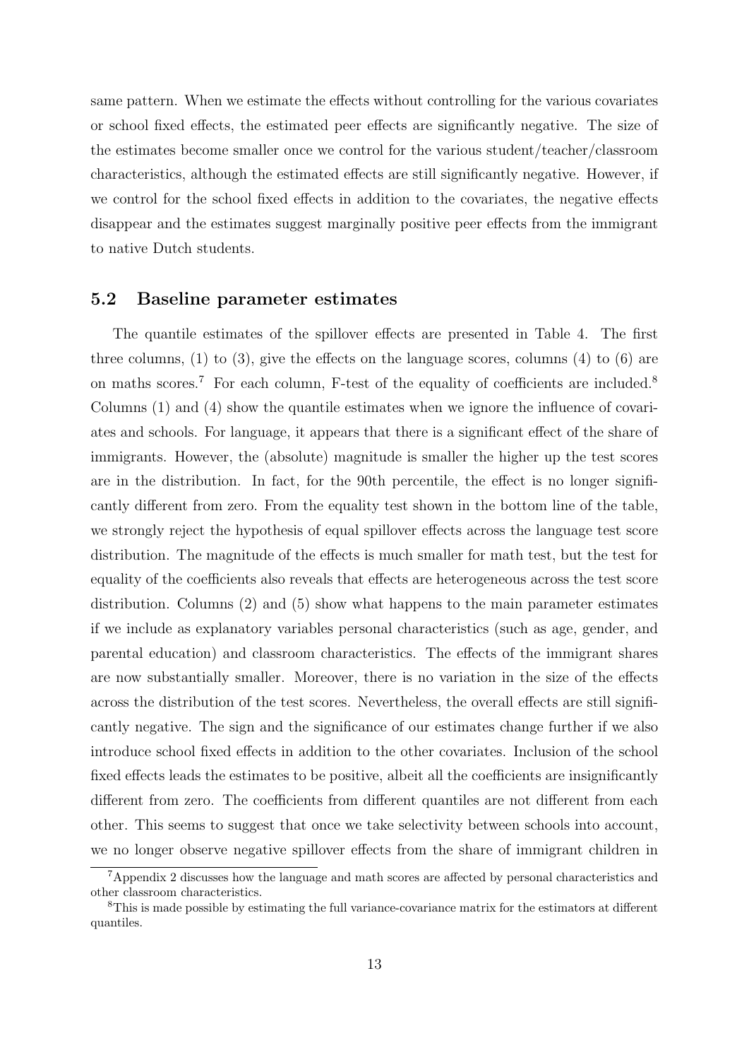same pattern. When we estimate the effects without controlling for the various covariates or school fixed effects, the estimated peer effects are significantly negative. The size of the estimates become smaller once we control for the various student/teacher/classroom characteristics, although the estimated effects are still significantly negative. However, if we control for the school fixed effects in addition to the covariates, the negative effects disappear and the estimates suggest marginally positive peer effects from the immigrant to native Dutch students.

## 5.2 Baseline parameter estimates

The quantile estimates of the spillover effects are presented in Table 4. The first three columns, (1) to (3), give the effects on the language scores, columns (4) to (6) are on maths scores.[7] For each column, F-test of the equality of coefficients are included.[8] Columns (1) and (4) show the quantile estimates when we ignore the influence of covariates and schools. For language, it appears that there is a significant effect of the share of immigrants. However, the (absolute) magnitude is smaller the higher up the test scores are in the distribution. In fact, for the 90th percentile, the effect is no longer significantly different from zero. From the equality test shown in the bottom line of the table, we strongly reject the hypothesis of equal spillover effects across the language test score distribution. The magnitude of the effects is much smaller for math test, but the test for equality of the coefficients also reveals that effects are heterogeneous across the test score distribution. Columns (2) and (5) show what happens to the main parameter estimates if we include as explanatory variables personal characteristics (such as age, gender, and parental education) and classroom characteristics. The effects of the immigrant shares are now substantially smaller. Moreover, there is no variation in the size of the effects across the distribution of the test scores. Nevertheless, the overall effects are still significantly negative. The sign and the significance of our estimates change further if we also introduce school fixed effects in addition to the other covariates. Inclusion of the school fixed effects leads the estimates to be positive, albeit all the coefficients are insignificantly different from zero. The coefficients from different quantiles are not different from each other. This seems to suggest that once we take selectivity between schools into account, we no longer observe negative spillover effects from the share of immigrant children in

[7] Appendix 2 discusses how the language and math scores are affected by personal characteristics and other classroom characteristics.

[8] This is made possible by estimating the full variance-covariance matrix for the estimators at different quantiles.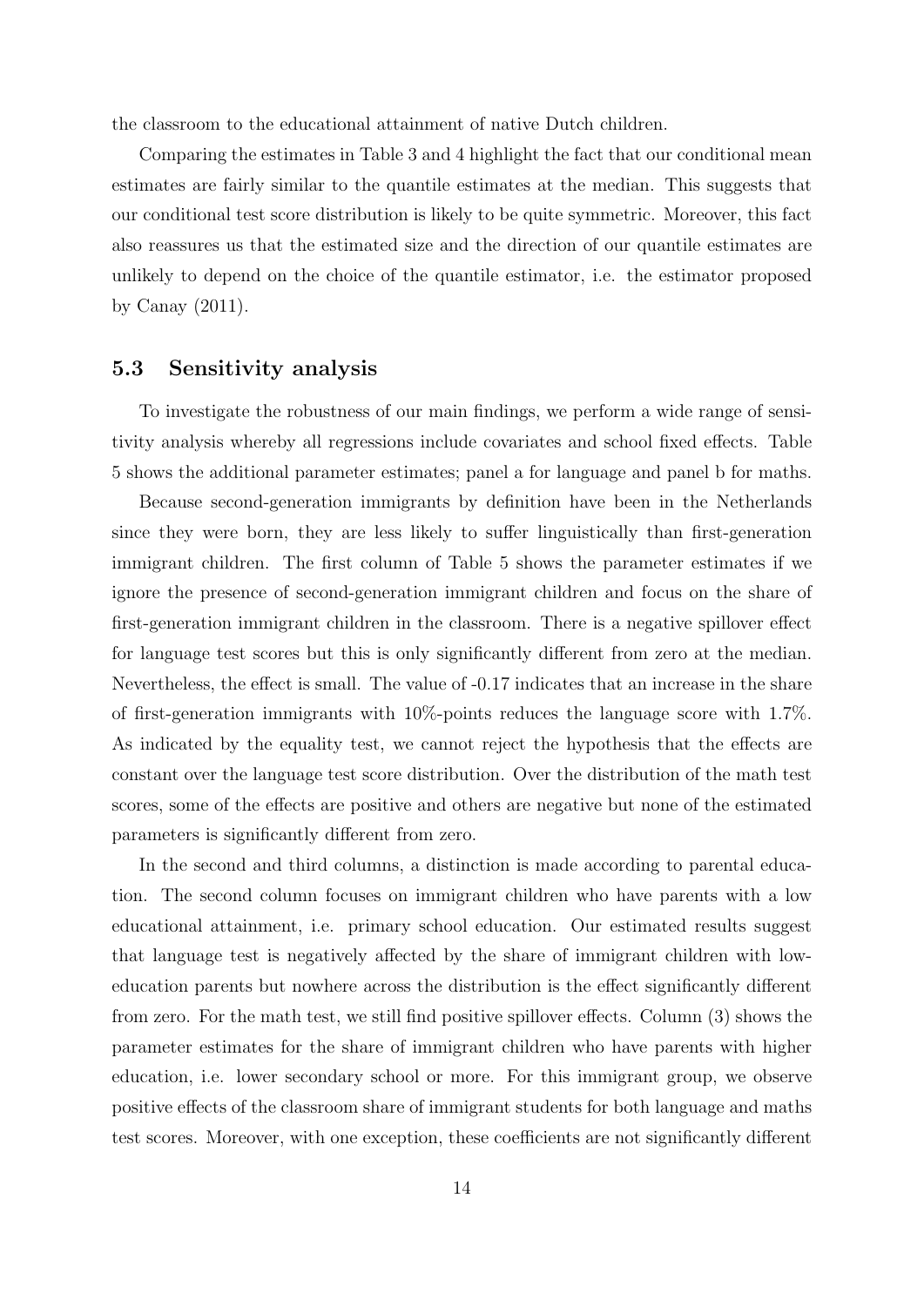the classroom to the educational attainment of native Dutch children.

Comparing the estimates in Table 3 and 4 highlight the fact that our conditional mean estimates are fairly similar to the quantile estimates at the median. This suggests that our conditional test score distribution is likely to be quite symmetric. Moreover, this fact also reassures us that the estimated size and the direction of our quantile estimates are unlikely to depend on the choice of the quantile estimator, i.e. the estimator proposed by Canay (2011).

### 5.3 Sensitivity analysis

To investigate the robustness of our main findings, we perform a wide range of sensitivity analysis whereby all regressions include covariates and school fixed effects. Table 5 shows the additional parameter estimates; panel a for language and panel b for maths.

Because second-generation immigrants by definition have been in the Netherlands since they were born, they are less likely to suffer linguistically than first-generation immigrant children. The first column of Table 5 shows the parameter estimates if we ignore the presence of second-generation immigrant children and focus on the share of first-generation immigrant children in the classroom. There is a negative spillover effect for language test scores but this is only significantly different from zero at the median. Nevertheless, the effect is small. The value of -0.17 indicates that an increase in the share of first-generation immigrants with 10%-points reduces the language score with 1.7%. As indicated by the equality test, we cannot reject the hypothesis that the effects are constant over the language test score distribution. Over the distribution of the math test scores, some of the effects are positive and others are negative but none of the estimated parameters is significantly different from zero.

In the second and third columns, a distinction is made according to parental education. The second column focuses on immigrant children who have parents with a low educational attainment, i.e. primary school education. Our estimated results suggest that language test is negatively affected by the share of immigrant children with low-education parents but nowhere across the distribution is the effect significantly different from zero. For the math test, we still find positive spillover effects. Column (3) shows the parameter estimates for the share of immigrant children who have parents with higher education, i.e. lower secondary school or more. For this immigrant group, we observe positive effects of the classroom share of immigrant students for both language and maths test scores. Moreover, with one exception, these coefficients are not significantly different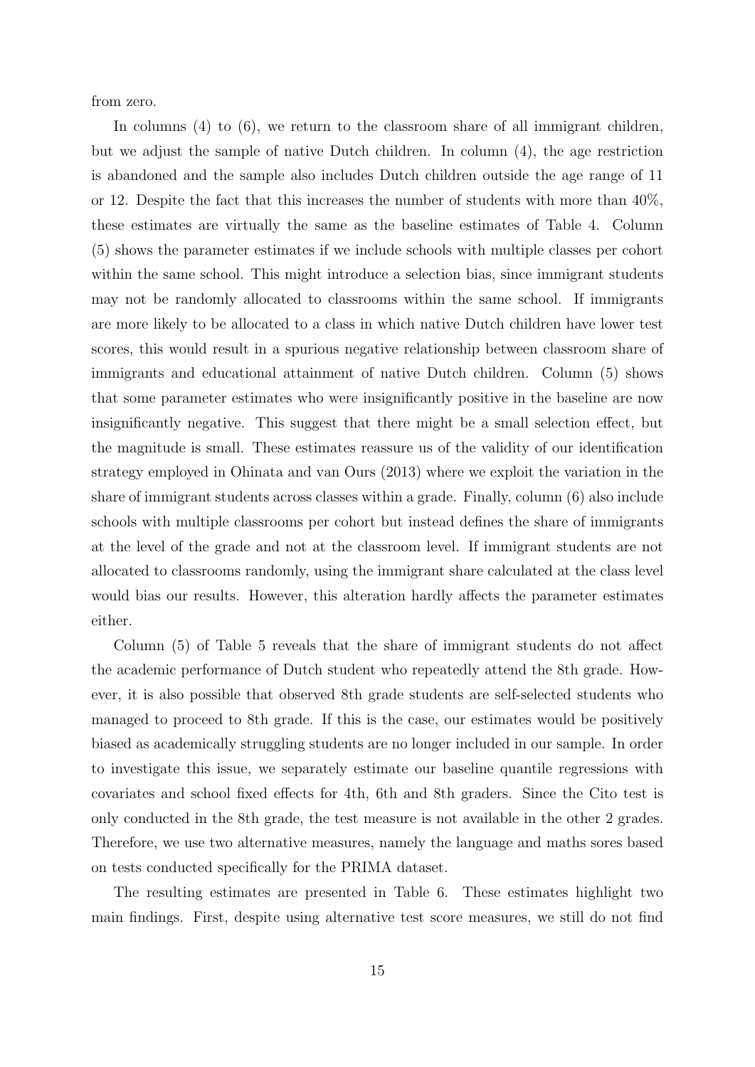from zero.

In columns (4) to (6), we return to the classroom share of all immigrant children, but we adjust the sample of native Dutch children. In column (4), the age restriction is abandoned and the sample also includes Dutch children outside the age range of 11 or 12. Despite the fact that this increases the number of students with more than 40%, these estimates are virtually the same as the baseline estimates of Table 4. Column (5) shows the parameter estimates if we include schools with multiple classes per cohort within the same school. This might introduce a selection bias, since immigrant students may not be randomly allocated to classrooms within the same school. If immigrants are more likely to be allocated to a class in which native Dutch children have lower test scores, this would result in a spurious negative relationship between classroom share of immigrants and educational attainment of native Dutch children. Column (5) shows that some parameter estimates who were insignificantly positive in the baseline are now insignificantly negative. This suggest that there might be a small selection effect, but the magnitude is small. These estimates reassure us of the validity of our identification strategy employed in Ohinata and van Ours (2013) where we exploit the variation in the share of immigrant students across classes within a grade. Finally, column (6) also include schools with multiple classrooms per cohort but instead defines the share of immigrants at the level of the grade and not at the classroom level. If immigrant students are not allocated to classrooms randomly, using the immigrant share calculated at the class level would bias our results. However, this alteration hardly affects the parameter estimates either.

Column (5) of Table 5 reveals that the share of immigrant students do not affect the academic performance of Dutch student who repeatedly attend the 8th grade. However, it is also possible that observed 8th grade students are self-selected students who managed to proceed to 8th grade. If this is the case, our estimates would be positively biased as academically struggling students are no longer included in our sample. In order to investigate this issue, we separately estimate our baseline quantile regressions with covariates and school fixed effects for 4th, 6th and 8th graders. Since the Cito test is only conducted in the 8th grade, the test measure is not available in the other 2 grades. Therefore, we use two alternative measures, namely the language and maths sores based on tests conducted specifically for the PRIMA dataset.

The resulting estimates are presented in Table 6. These estimates highlight two main findings. First, despite using alternative test score measures, we still do not find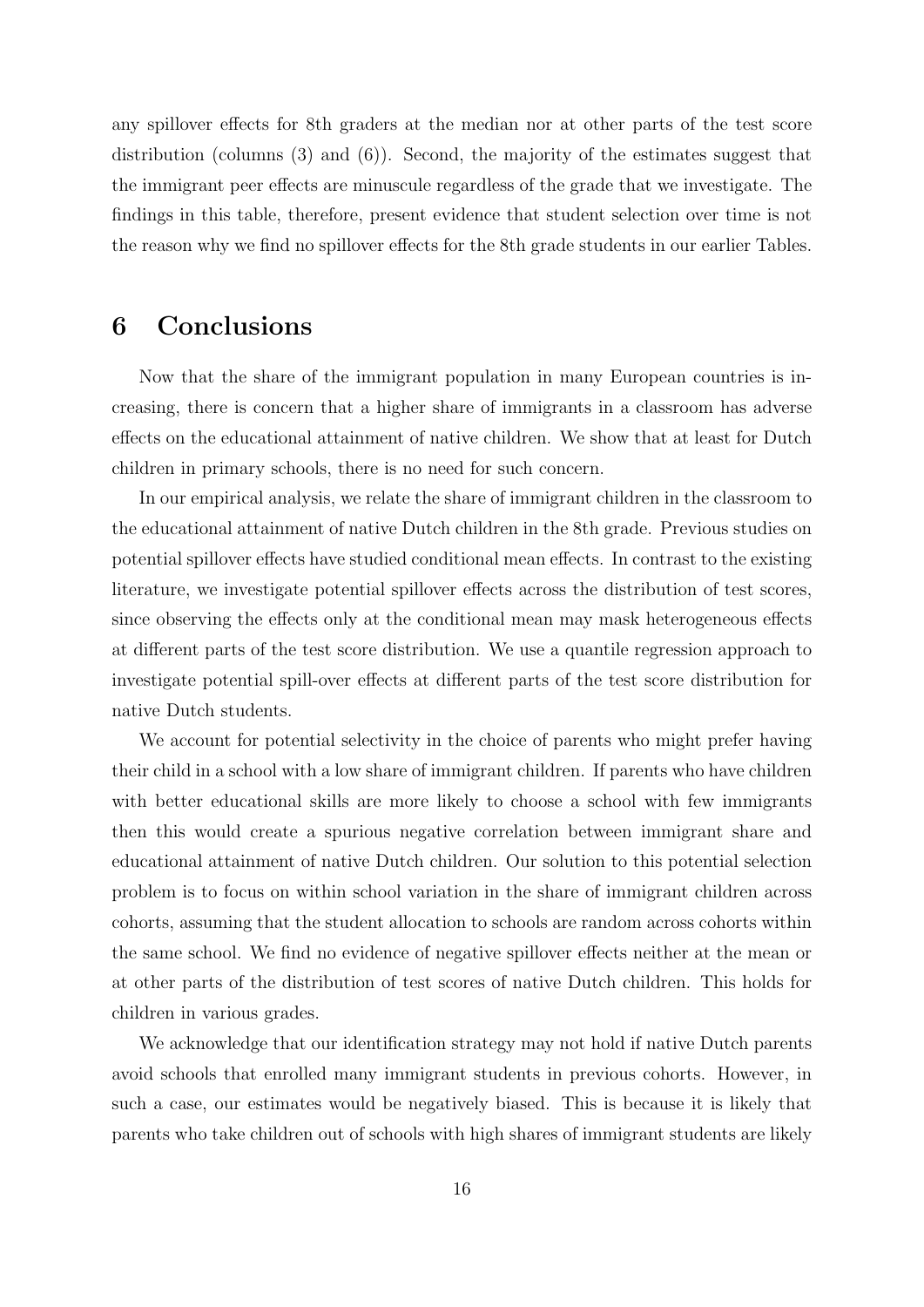any spillover effects for 8th graders at the median nor at other parts of the test score distribution (columns (3) and (6)). Second, the majority of the estimates suggest that the immigrant peer effects are minuscule regardless of the grade that we investigate. The findings in this table, therefore, present evidence that student selection over time is not the reason why we find no spillover effects for the 8th grade students in our earlier Tables.

# 6 Conclusions

Now that the share of the immigrant population in many European countries is increasing, there is concern that a higher share of immigrants in a classroom has adverse effects on the educational attainment of native children. We show that at least for Dutch children in primary schools, there is no need for such concern.

In our empirical analysis, we relate the share of immigrant children in the classroom to the educational attainment of native Dutch children in the 8th grade. Previous studies on potential spillover effects have studied conditional mean effects. In contrast to the existing literature, we investigate potential spillover effects across the distribution of test scores, since observing the effects only at the conditional mean may mask heterogeneous effects at different parts of the test score distribution. We use a quantile regression approach to investigate potential spill-over effects at different parts of the test score distribution for native Dutch students.

We account for potential selectivity in the choice of parents who might prefer having their child in a school with a low share of immigrant children. If parents who have children with better educational skills are more likely to choose a school with few immigrants then this would create a spurious negative correlation between immigrant share and educational attainment of native Dutch children. Our solution to this potential selection problem is to focus on within school variation in the share of immigrant children across cohorts, assuming that the student allocation to schools are random across cohorts within the same school. We find no evidence of negative spillover effects neither at the mean or at other parts of the distribution of test scores of native Dutch children. This holds for children in various grades.

We acknowledge that our identification strategy may not hold if native Dutch parents avoid schools that enrolled many immigrant students in previous cohorts. However, in such a case, our estimates would be negatively biased. This is because it is likely that parents who take children out of schools with high shares of immigrant students are likely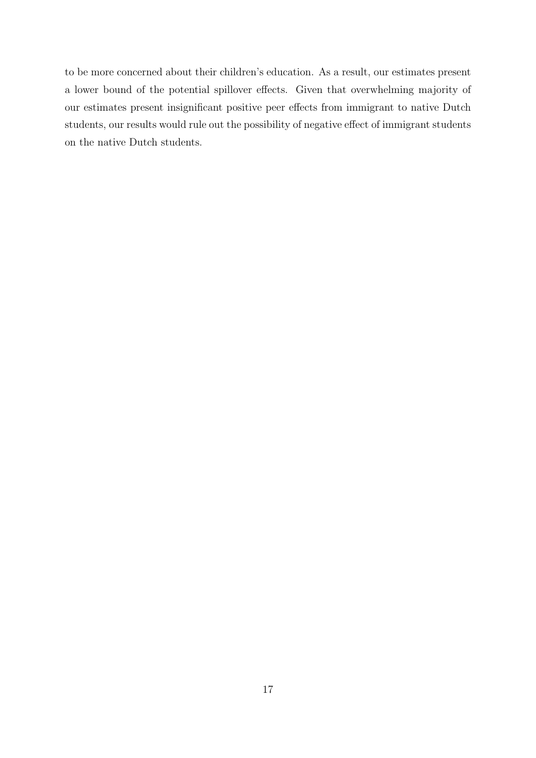to be more concerned about their children's education. As a result, our estimates present a lower bound of the potential spillover effects. Given that overwhelming majority of our estimates present insignificant positive peer effects from immigrant to native Dutch students, our results would rule out the possibility of negative effect of immigrant students on the native Dutch students.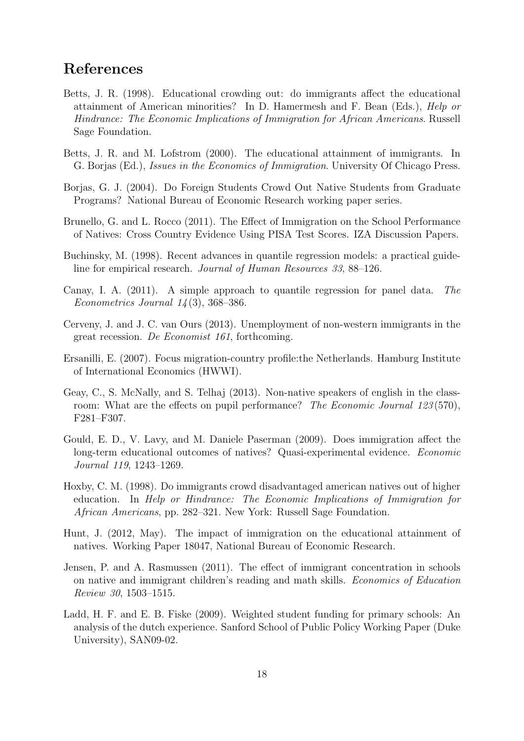# References

Betts, J. R. (1998). Educational crowding out: do immigrants affect the educational attainment of American minorities? In D. Hamermesh and F. Bean (Eds.), *Help or Hindrance: The Economic Implications of Immigration for African Americans*. Russell Sage Foundation.

Betts, J. R. and M. Lofstrom (2000). The educational attainment of immigrants. In G. Borjas (Ed.), *Issues in the Economics of Immigration*. University Of Chicago Press.

Borjas, G. J. (2004). Do Foreign Students Crowd Out Native Students from Graduate Programs? National Bureau of Economic Research working paper series.

Brunello, G. and L. Rocco (2011). The Effect of Immigration on the School Performance of Natives: Cross Country Evidence Using PISA Test Scores. IZA Discussion Papers.

Buchinsky, M. (1998). Recent advances in quantile regression models: a practical guideline for empirical research. *Journal of Human Resources 33*, 88–126.

Canay, I. A. (2011). A simple approach to quantile regression for panel data. *The Econometrics Journal 14*(3), 368–386.

Cerveny, J. and J. C. van Ours (2013). Unemployment of non-western immigrants in the great recession. *De Economist 161*, forthcoming.

Ersanilli, E. (2007). Focus migration-country profile:the Netherlands. Hamburg Institute of International Economics (HWWI).

Geay, C., S. McNally, and S. Telhaj (2013). Non-native speakers of english in the classroom: What are the effects on pupil performance? *The Economic Journal 123*(570), F281–F307.

Gould, E. D., V. Lavy, and M. Daniele Paserman (2009). Does immigration affect the long-term educational outcomes of natives? Quasi-experimental evidence. *Economic Journal 119*, 1243–1269.

Hoxby, C. M. (1998). Do immigrants crowd disadvantaged american natives out of higher education. In *Help or Hindrance: The Economic Implications of Immigration for African Americans*, pp. 282–321. New York: Russell Sage Foundation.

Hunt, J. (2012, May). The impact of immigration on the educational attainment of natives. Working Paper 18047, National Bureau of Economic Research.

Jensen, P. and A. Rasmussen (2011). The effect of immigrant concentration in schools on native and immigrant children's reading and math skills. *Economics of Education Review 30*, 1503–1515.

Ladd, H. F. and E. B. Fiske (2009). Weighted student funding for primary schools: An analysis of the dutch experience. Sanford School of Public Policy Working Paper (Duke University), SAN09-02.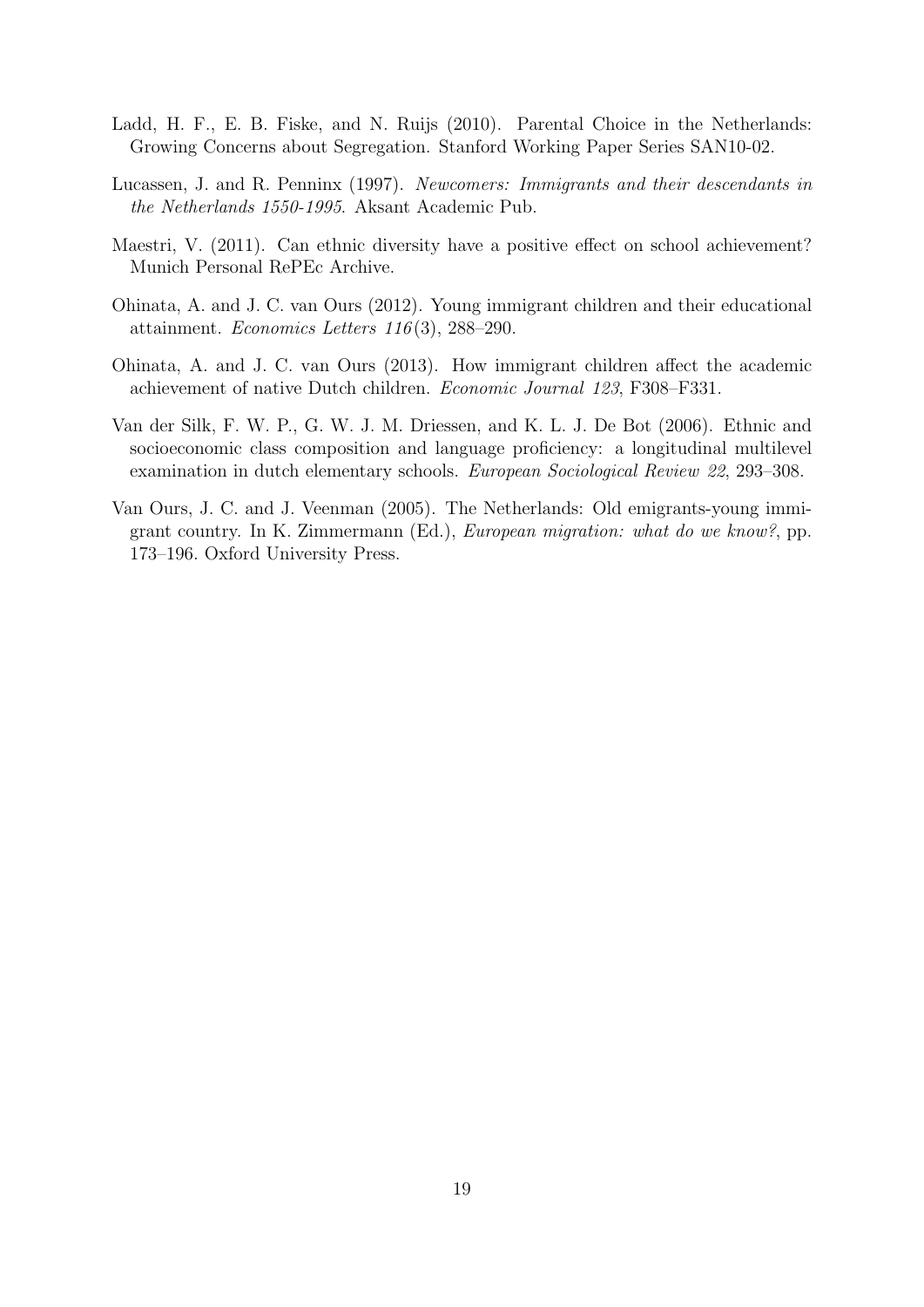Ladd, H. F., E. B. Fiske, and N. Ruijs (2010). Parental Choice in the Netherlands: Growing Concerns about Segregation. Stanford Working Paper Series SAN10-02.

Lucassen, J. and R. Penninx (1997). *Newcomers: Immigrants and their descendants in the Netherlands 1550-1995*. Aksant Academic Pub.

Maestri, V. (2011). Can ethnic diversity have a positive effect on school achievement? Munich Personal RePEc Archive.

Ohinata, A. and J. C. van Ours (2012). Young immigrant children and their educational attainment. *Economics Letters 116*(3), 288–290.

Ohinata, A. and J. C. van Ours (2013). How immigrant children affect the academic achievement of native Dutch children. *Economic Journal 123*, F308–F331.

Van der Silk, F. W. P., G. W. J. M. Driessen, and K. L. J. De Bot (2006). Ethnic and socioeconomic class composition and language proficiency: a longitudinal multilevel examination in dutch elementary schools. *European Sociological Review 22*, 293–308.

Van Ours, J. C. and J. Veenman (2005). The Netherlands: Old emigrants-young immigrant country. In K. Zimmermann (Ed.), *European migration: what do we know?*, pp. 173–196. Oxford University Press.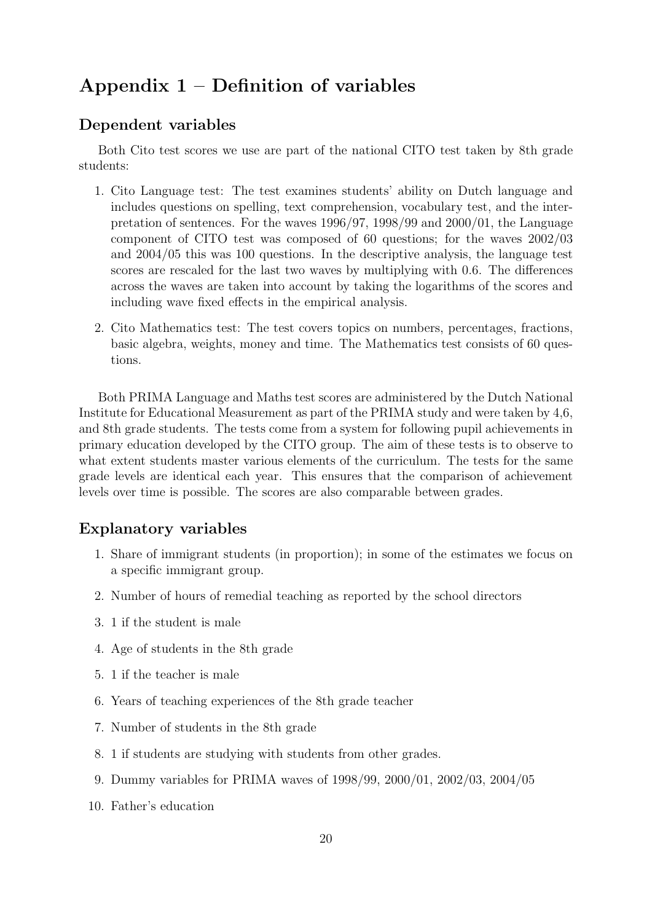# Appendix 1 – Definition of variables

## Dependent variables

Both Cito test scores we use are part of the national CITO test taken by 8th grade students:

1. Cito Language test: The test examines students' ability on Dutch language and includes questions on spelling, text comprehension, vocabulary test, and the interpretation of sentences. For the waves 1996/97, 1998/99 and 2000/01, the Language component of CITO test was composed of 60 questions; for the waves 2002/03 and 2004/05 this was 100 questions. In the descriptive analysis, the language test scores are rescaled for the last two waves by multiplying with 0.6. The differences across the waves are taken into account by taking the logarithms of the scores and including wave fixed effects in the empirical analysis.
2. Cito Mathematics test: The test covers topics on numbers, percentages, fractions, basic algebra, weights, money and time. The Mathematics test consists of 60 questions.

Both PRIMA Language and Maths test scores are administered by the Dutch National Institute for Educational Measurement as part of the PRIMA study and were taken by 4,6, and 8th grade students. The tests come from a system for following pupil achievements in primary education developed by the CITO group. The aim of these tests is to observe to what extent students master various elements of the curriculum. The tests for the same grade levels are identical each year. This ensures that the comparison of achievement levels over time is possible. The scores are also comparable between grades.

## Explanatory variables

1. Share of immigrant students (in proportion); in some of the estimates we focus on a specific immigrant group.
2. Number of hours of remedial teaching as reported by the school directors
3. 1 if the student is male
4. Age of students in the 8th grade
5. 1 if the teacher is male
6. Years of teaching experiences of the 8th grade teacher
7. Number of students in the 8th grade
8. 1 if students are studying with students from other grades.
9. Dummy variables for PRIMA waves of 1998/99, 2000/01, 2002/03, 2004/05
10. Father's education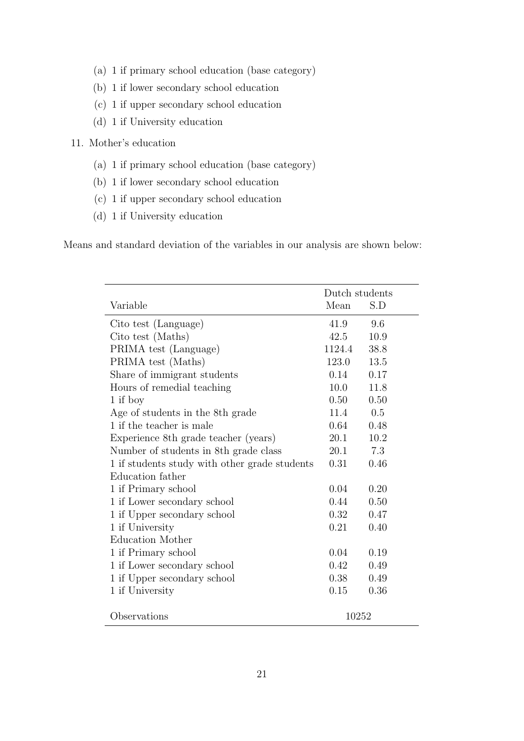(a) 1 if primary school education (base category)
   (b) 1 if lower secondary school education
   (c) 1 if upper secondary school education
   (d) 1 if University education

11. Mother's education
   (a) 1 if primary school education (base category)
   (b) 1 if lower secondary school education
   (c) 1 if upper secondary school education
   (d) 1 if University education

Means and standard deviation of the variables in our analysis are shown below:

| Variable | Dutch students Mean | S.D |
|---|---|---|
| Cito test (Language) | 41.9 | 9.6 |
| Cito test (Maths) | 42.5 | 10.9 |
| PRIMA test (Language) | 1124.4 | 38.8 |
| PRIMA test (Maths) | 123.0 | 13.5 |
| Share of immigrant students | 0.14 | 0.17 |
| Hours of remedial teaching | 10.0 | 11.8 |
| 1 if boy | 0.50 | 0.50 |
| Age of students in the 8th grade | 11.4 | 0.5 |
| 1 if the teacher is male | 0.64 | 0.48 |
| Experience 8th grade teacher (years) | 20.1 | 10.2 |
| Number of students in 8th grade class | 20.1 | 7.3 |
| 1 if students study with other grade students | 0.31 | 0.46 |
| Education father | | |
| 1 if Primary school | 0.04 | 0.20 |
| 1 if Lower secondary school | 0.44 | 0.50 |
| 1 if Upper secondary school | 0.32 | 0.47 |
| 1 if University | 0.21 | 0.40 |
| Education Mother | | |
| 1 if Primary school | 0.04 | 0.19 |
| 1 if Lower secondary school | 0.42 | 0.49 |
| 1 if Upper secondary school | 0.38 | 0.49 |
| 1 if University | 0.15 | 0.36 |
| Observations | 10252 | |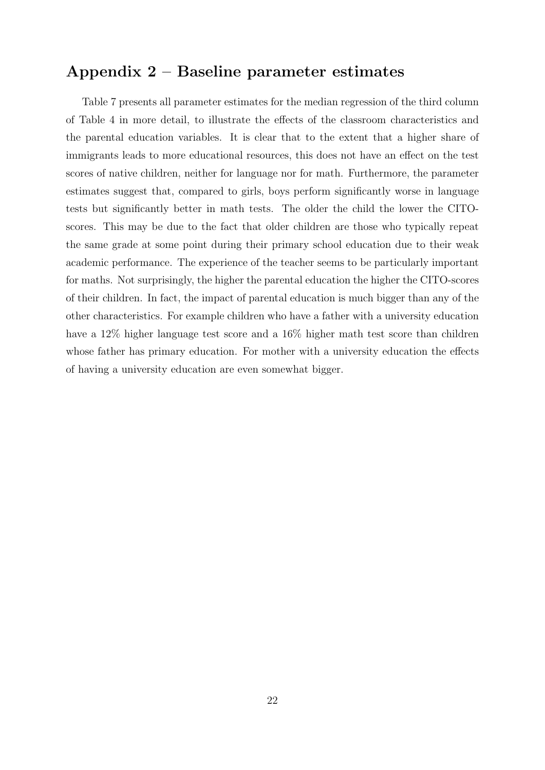## Appendix 2 – Baseline parameter estimates

Table 7 presents all parameter estimates for the median regression of the third column of Table 4 in more detail, to illustrate the effects of the classroom characteristics and the parental education variables. It is clear that to the extent that a higher share of immigrants leads to more educational resources, this does not have an effect on the test scores of native children, neither for language nor for math. Furthermore, the parameter estimates suggest that, compared to girls, boys perform significantly worse in language tests but significantly better in math tests. The older the child the lower the CITO-scores. This may be due to the fact that older children are those who typically repeat the same grade at some point during their primary school education due to their weak academic performance. The experience of the teacher seems to be particularly important for maths. Not surprisingly, the higher the parental education the higher the CITO-scores of their children. In fact, the impact of parental education is much bigger than any of the other characteristics. For example children who have a father with a university education have a 12% higher language test score and a 16% higher math test score than children whose father has primary education. For mother with a university education the effects of having a university education are even somewhat bigger.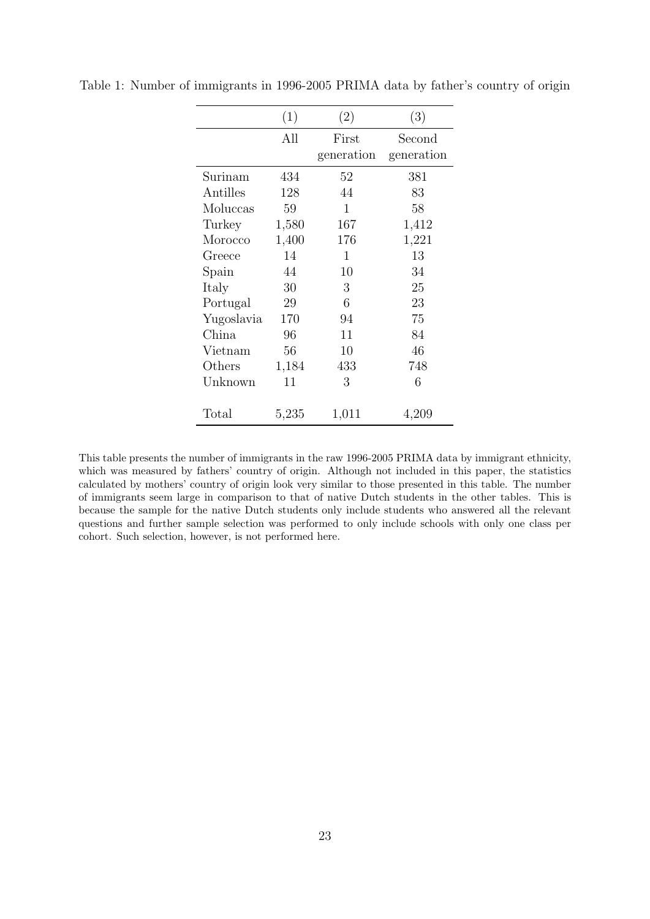Table 1: Number of immigrants in 1996-2005 PRIMA data by father's country of origin

| | (1) | (2) | (3) |
|---|---|---|---|
| | All | First generation | Second generation |
| Surinam | 434 | 52 | 381 |
| Antilles | 128 | 44 | 83 |
| Moluccas | 59 | 1 | 58 |
| Turkey | 1,580 | 167 | 1,412 |
| Morocco | 1,400 | 176 | 1,221 |
| Greece | 14 | 1 | 13 |
| Spain | 44 | 10 | 34 |
| Italy | 30 | 3 | 25 |
| Portugal | 29 | 6 | 23 |
| Yugoslavia | 170 | 94 | 75 |
| China | 96 | 11 | 84 |
| Vietnam | 56 | 10 | 46 |
| Others | 1,184 | 433 | 748 |
| Unknown | 11 | 3 | 6 |
| Total | 5,235 | 1,011 | 4,209 |

This table presents the number of immigrants in the raw 1996-2005 PRIMA data by immigrant ethnicity, which was measured by fathers' country of origin. Although not included in this paper, the statistics calculated by mothers' country of origin look very similar to those presented in this table. The number of immigrants seem large in comparison to that of native Dutch students in the other tables. This is because the sample for the native Dutch students only include students who answered all the relevant questions and further sample selection was performed to only include schools with only one class per cohort. Such selection, however, is not performed here.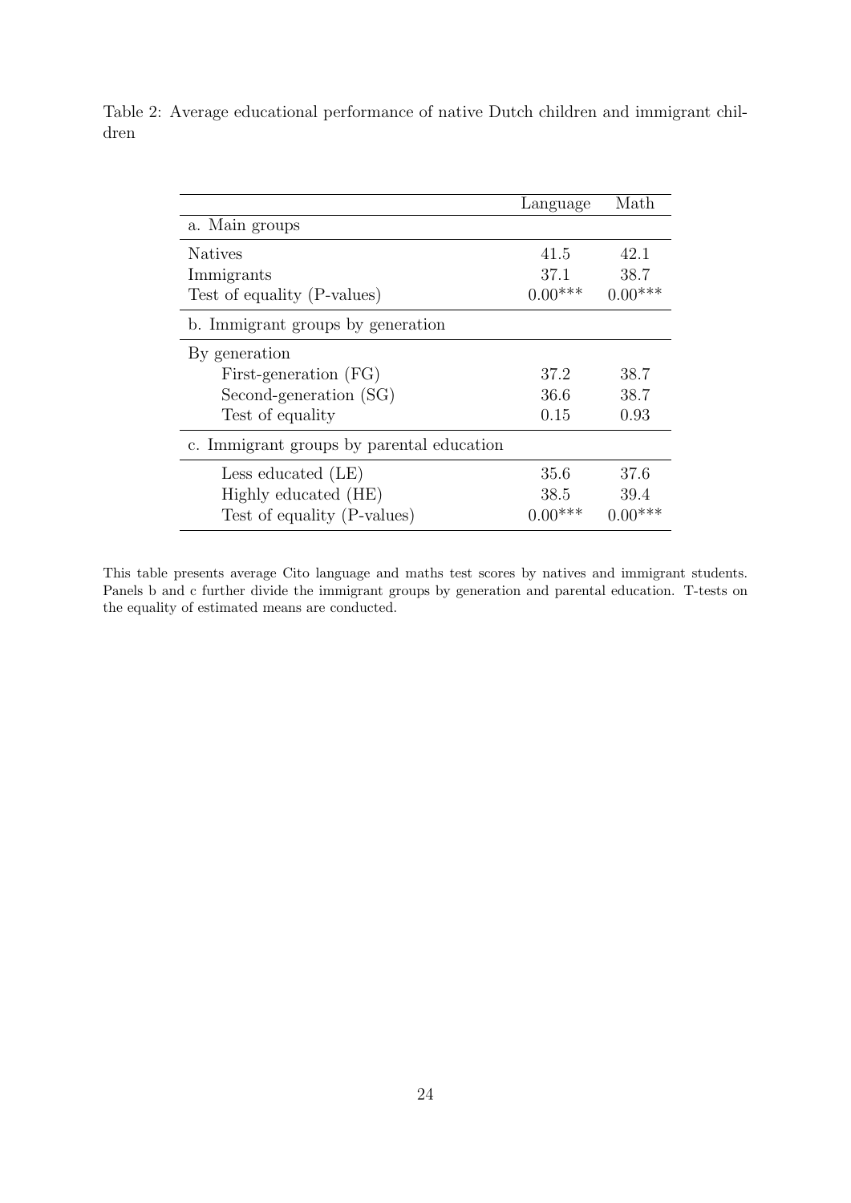Table 2: Average educational performance of native Dutch children and immigrant children

| | Language | Math |
|---|---|---|
| a. Main groups | | |
| Natives | 41.5 | 42.1 |
| Immigrants | 37.1 | 38.7 |
| Test of equality (P-values) | 0.00*** | 0.00*** |
| b. Immigrant groups by generation | | |
| By generation | | |
| First-generation (FG) | 37.2 | 38.7 |
| Second-generation (SG) | 36.6 | 38.7 |
| Test of equality | 0.15 | 0.93 |
| c. Immigrant groups by parental education | | |
| Less educated (LE) | 35.6 | 37.6 |
| Highly educated (HE) | 38.5 | 39.4 |
| Test of equality (P-values) | 0.00*** | 0.00*** |

This table presents average Cito language and maths test scores by natives and immigrant students. Panels b and c further divide the immigrant groups by generation and parental education. T-tests on the equality of estimated means are conducted.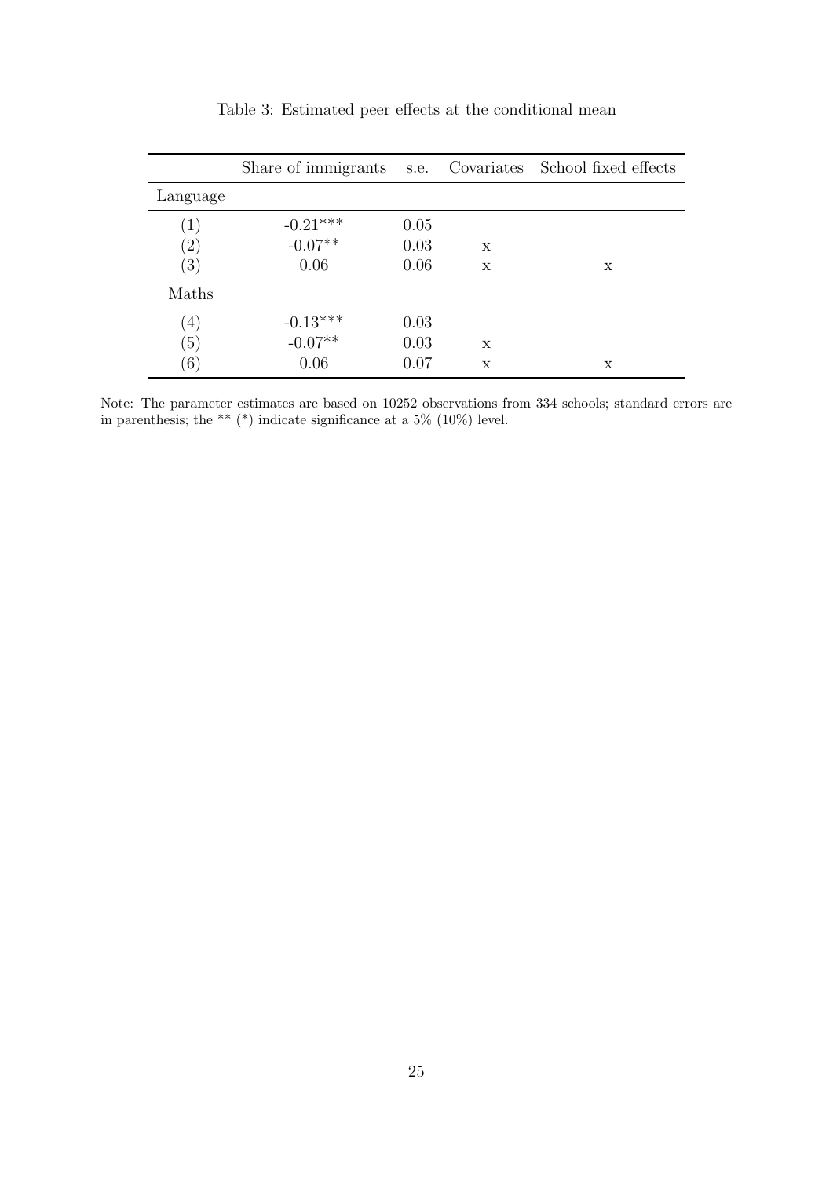Table 3: Estimated peer effects at the conditional mean

| | Share of immigrants | s.e. | Covariates | School fixed effects |
|---|---|---|---|---|
| Language | | | | |
| (1) | -0.21*** | 0.05 | | |
| (2) | -0.07** | 0.03 | x | |
| (3) | 0.06 | 0.06 | x | x |
| Maths | | | | |
| (4) | -0.13*** | 0.03 | | |
| (5) | -0.07** | 0.03 | x | |
| (6) | 0.06 | 0.07 | x | x |

Note: The parameter estimates are based on 10252 observations from 334 schools; standard errors are in parenthesis; the ** (*) indicate significance at a 5% (10%) level.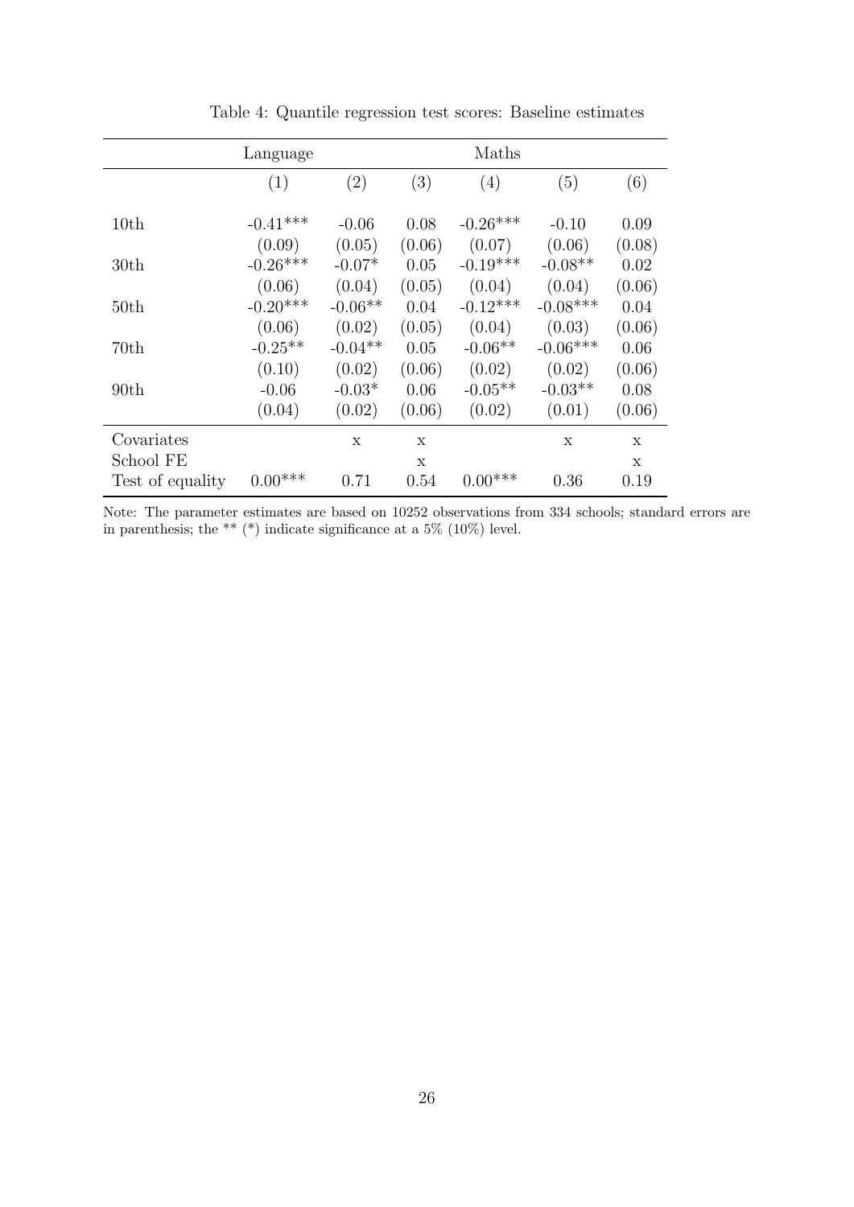Table 4: Quantile regression test scores: Baseline estimates

| | Language | | | Maths | | |
|---|---|---|---|---|---|---|
| | (1) | (2) | (3) | (4) | (5) | (6) |
| 10th | -0.41*** | -0.06 | 0.08 | -0.26*** | -0.10 | 0.09 |
| | (0.09) | (0.05) | (0.06) | (0.07) | (0.06) | (0.08) |
| 30th | -0.26*** | -0.07* | 0.05 | -0.19*** | -0.08** | 0.02 |
| | (0.06) | (0.04) | (0.05) | (0.04) | (0.04) | (0.06) |
| 50th | -0.20*** | -0.06** | 0.04 | -0.12*** | -0.08*** | 0.04 |
| | (0.06) | (0.02) | (0.05) | (0.04) | (0.03) | (0.06) |
| 70th | -0.25** | -0.04** | 0.05 | -0.06** | -0.06*** | 0.06 |
| | (0.10) | (0.02) | (0.06) | (0.02) | (0.02) | (0.06) |
| 90th | -0.06 | -0.03* | 0.06 | -0.05** | -0.03** | 0.08 |
| | (0.04) | (0.02) | (0.06) | (0.02) | (0.01) | (0.06) |
| Covariates | | x | x | | x | x |
| School FE | | | x | | | x |
| Test of equality | 0.00*** | 0.71 | 0.54 | 0.00*** | 0.36 | 0.19 |

Note: The parameter estimates are based on 10252 observations from 334 schools; standard errors are in parenthesis; the ** (*) indicate significance at a 5% (10%) level.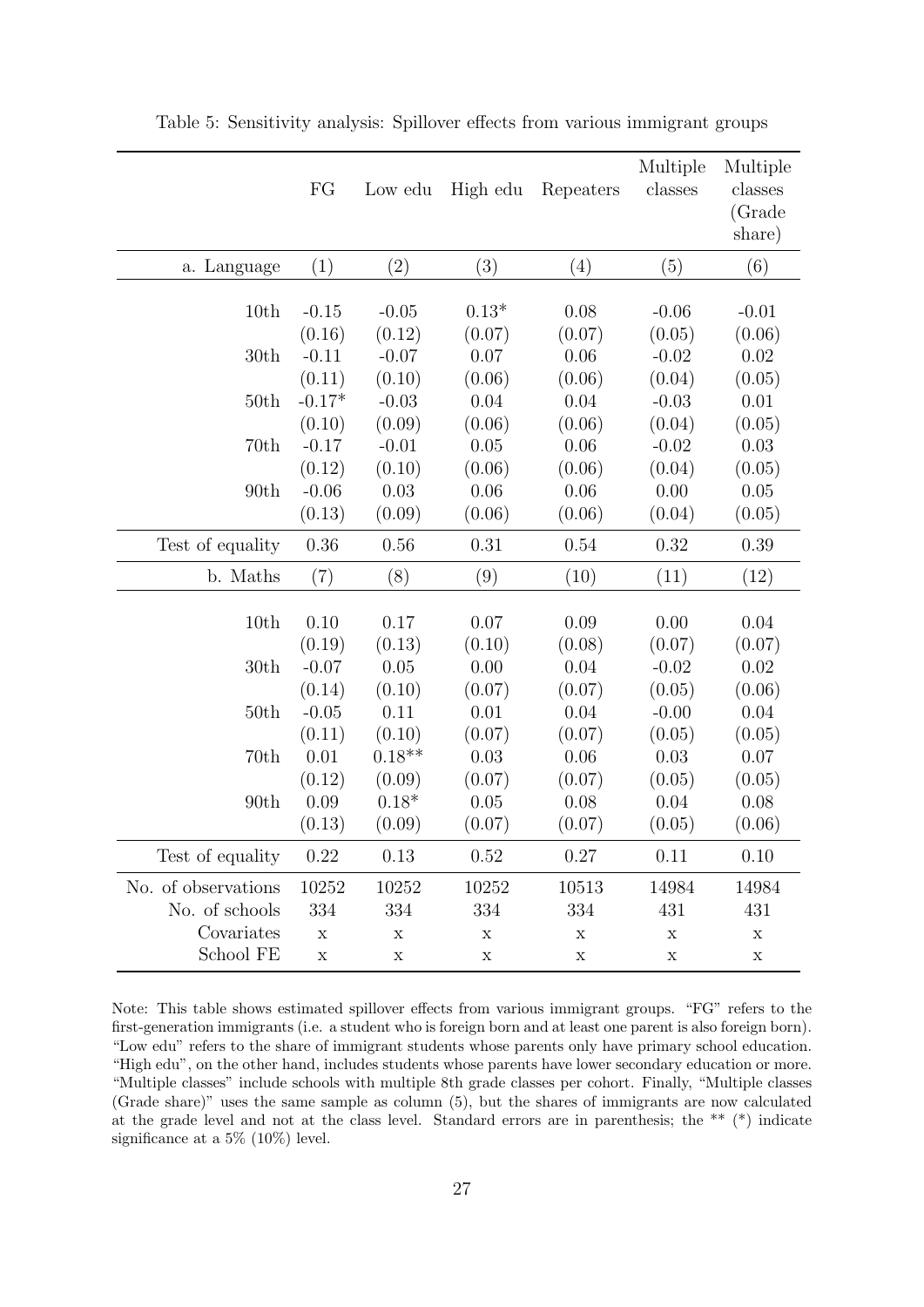Table 5: Sensitivity analysis: Spillover effects from various immigrant groups

| | FG | Low edu | High edu | Repeaters | Multiple classes | Multiple classes (Grade share) |
|---|---|---|---|---|---|---|
| a. Language | (1) | (2) | (3) | (4) | (5) | (6) |
| 10th | -0.15 | -0.05 | 0.13* | 0.08 | -0.06 | -0.01 |
| | (0.16) | (0.12) | (0.07) | (0.07) | (0.05) | (0.06) |
| 30th | -0.11 | -0.07 | 0.07 | 0.06 | -0.02 | 0.02 |
| | (0.11) | (0.10) | (0.06) | (0.06) | (0.04) | (0.05) |
| 50th | -0.17* | -0.03 | 0.04 | 0.04 | -0.03 | 0.01 |
| | (0.10) | (0.09) | (0.06) | (0.06) | (0.04) | (0.05) |
| 70th | -0.17 | -0.01 | 0.05 | 0.06 | -0.02 | 0.03 |
| | (0.12) | (0.10) | (0.06) | (0.06) | (0.04) | (0.05) |
| 90th | -0.06 | 0.03 | 0.06 | 0.06 | 0.00 | 0.05 |
| | (0.13) | (0.09) | (0.06) | (0.06) | (0.04) | (0.05) |
| Test of equality | 0.36 | 0.56 | 0.31 | 0.54 | 0.32 | 0.39 |
| b. Maths | (7) | (8) | (9) | (10) | (11) | (12) |
| 10th | 0.10 | 0.17 | 0.07 | 0.09 | 0.00 | 0.04 |
| | (0.19) | (0.13) | (0.10) | (0.08) | (0.07) | (0.07) |
| 30th | -0.07 | 0.05 | 0.00 | 0.04 | -0.02 | 0.02 |
| | (0.14) | (0.10) | (0.07) | (0.07) | (0.05) | (0.06) |
| 50th | -0.05 | 0.11 | 0.01 | 0.04 | -0.00 | 0.04 |
| | (0.11) | (0.10) | (0.07) | (0.07) | (0.05) | (0.05) |
| 70th | 0.01 | 0.18** | 0.03 | 0.06 | 0.03 | 0.07 |
| | (0.12) | (0.09) | (0.07) | (0.07) | (0.05) | (0.05) |
| 90th | 0.09 | 0.18* | 0.05 | 0.08 | 0.04 | 0.08 |
| | (0.13) | (0.09) | (0.07) | (0.07) | (0.05) | (0.06) |
| Test of equality | 0.22 | 0.13 | 0.52 | 0.27 | 0.11 | 0.10 |
| No. of observations | 10252 | 10252 | 10252 | 10513 | 14984 | 14984 |
| No. of schools | 334 | 334 | 334 | 334 | 431 | 431 |
| Covariates | x | x | x | x | x | x |
| School FE | x | x | x | x | x | x |

Note: This table shows estimated spillover effects from various immigrant groups. "FG" refers to the first-generation immigrants (i.e. a student who is foreign born and at least one parent is also foreign born). "Low edu" refers to the share of immigrant students whose parents only have primary school education. "High edu", on the other hand, includes students whose parents have lower secondary education or more. "Multiple classes" include schools with multiple 8th grade classes per cohort. Finally, "Multiple classes (Grade share)" uses the same sample as column (5), but the shares of immigrants are now calculated at the grade level and not at the class level. Standard errors are in parenthesis; the ** (*) indicate significance at a 5% (10%) level.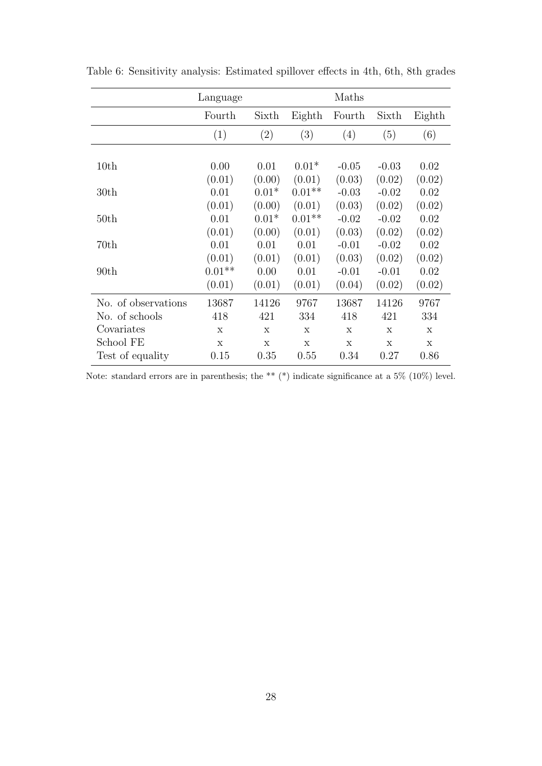Table 6: Sensitivity analysis: Estimated spillover effects in 4th, 6th, 8th grades

| | Language | | | Maths | | |
|---|---|---|---|---|---|---|
| | Fourth | Sixth | Eighth | Fourth | Sixth | Eighth |
| | (1) | (2) | (3) | (4) | (5) | (6) |
| 10th | 0.00 | 0.01 | 0.01* | -0.05 | -0.03 | 0.02 |
| | (0.01) | (0.00) | (0.01) | (0.03) | (0.02) | (0.02) |
| 30th | 0.01 | 0.01* | 0.01** | -0.03 | -0.02 | 0.02 |
| | (0.01) | (0.00) | (0.01) | (0.03) | (0.02) | (0.02) |
| 50th | 0.01 | 0.01* | 0.01** | -0.02 | -0.02 | 0.02 |
| | (0.01) | (0.00) | (0.01) | (0.03) | (0.02) | (0.02) |
| 70th | 0.01 | 0.01 | 0.01 | -0.01 | -0.02 | 0.02 |
| | (0.01) | (0.01) | (0.01) | (0.03) | (0.02) | (0.02) |
| 90th | 0.01** | 0.00 | 0.01 | -0.01 | -0.01 | 0.02 |
| | (0.01) | (0.01) | (0.01) | (0.04) | (0.02) | (0.02) |
| No. of observations | 13687 | 14126 | 9767 | 13687 | 14126 | 9767 |
| No. of schools | 418 | 421 | 334 | 418 | 421 | 334 |
| Covariates | x | x | x | x | x | x |
| School FE | x | x | x | x | x | x |
| Test of equality | 0.15 | 0.35 | 0.55 | 0.34 | 0.27 | 0.86 |

Note: standard errors are in parenthesis; the ** (*) indicate significance at a 5% (10%) level.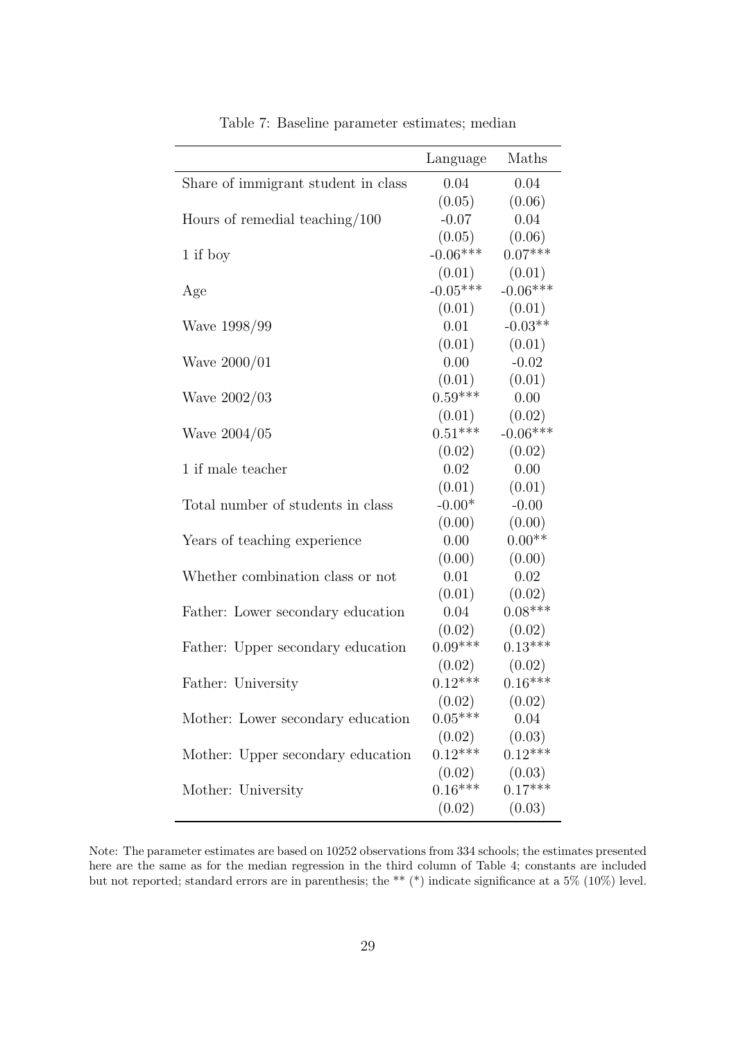Table 7: Baseline parameter estimates; median

| | Language | Maths |
|---|---|---|
| Share of immigrant student in class | 0.04 | 0.04 |
| | (0.05) | (0.06) |
| Hours of remedial teaching/100 | -0.07 | 0.04 |
| | (0.05) | (0.06) |
| 1 if boy | -0.06*** | 0.07*** |
| | (0.01) | (0.01) |
| Age | -0.05*** | -0.06*** |
| | (0.01) | (0.01) |
| Wave 1998/99 | 0.01 | -0.03** |
| | (0.01) | (0.01) |
| Wave 2000/01 | 0.00 | -0.02 |
| | (0.01) | (0.01) |
| Wave 2002/03 | 0.59*** | 0.00 |
| | (0.01) | (0.02) |
| Wave 2004/05 | 0.51*** | -0.06*** |
| | (0.02) | (0.02) |
| 1 if male teacher | 0.02 | 0.00 |
| | (0.01) | (0.01) |
| Total number of students in class | -0.00* | -0.00 |
| | (0.00) | (0.00) |
| Years of teaching experience | 0.00 | 0.00** |
| | (0.00) | (0.00) |
| Whether combination class or not | 0.01 | 0.02 |
| | (0.01) | (0.02) |
| Father: Lower secondary education | 0.04 | 0.08*** |
| | (0.02) | (0.02) |
| Father: Upper secondary education | 0.09*** | 0.13*** |
| | (0.02) | (0.02) |
| Father: University | 0.12*** | 0.16*** |
| | (0.02) | (0.02) |
| Mother: Lower secondary education | 0.05*** | 0.04 |
| | (0.02) | (0.03) |
| Mother: Upper secondary education | 0.12*** | 0.12*** |
| | (0.02) | (0.03) |
| Mother: University | 0.16*** | 0.17*** |
| | (0.02) | (0.03) |

Note: The parameter estimates are based on 10252 observations from 334 schools; the estimates presented here are the same as for the median regression in the third column of Table 4; constants are included but not reported; standard errors are in parenthesis; the ** (*) indicate significance at a 5% (10%) level.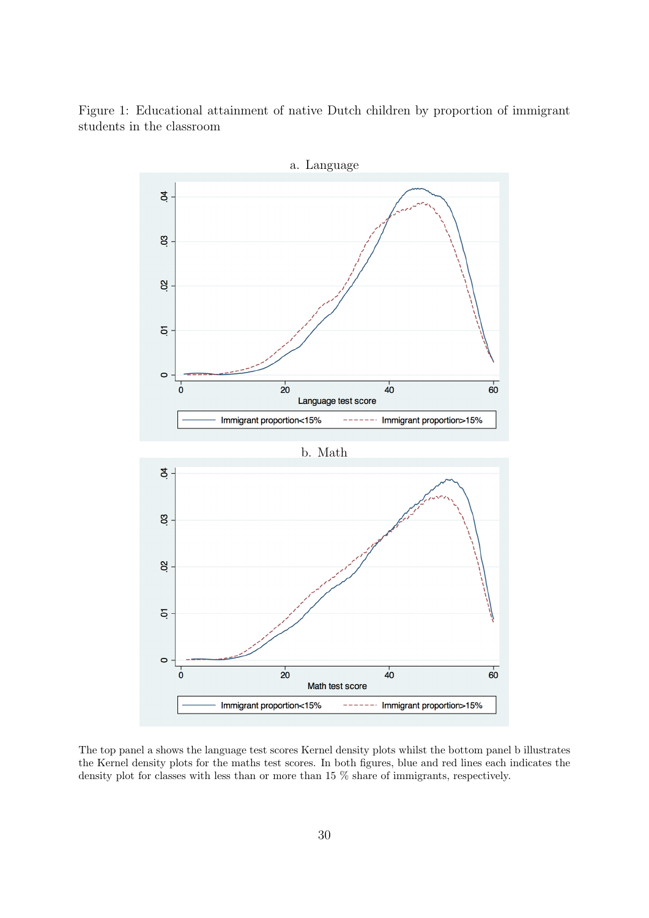Figure 1: Educational attainment of native Dutch children by proportion of immigrant students in the classroom

a. Language

b. Math

The top panel a shows the language test scores Kernel density plots whilst the bottom panel b illustrates the Kernel density plots for the maths test scores. In both figures, blue and red lines each indicates the density plot for classes with less than or more than 15 % share of immigrants, respectively.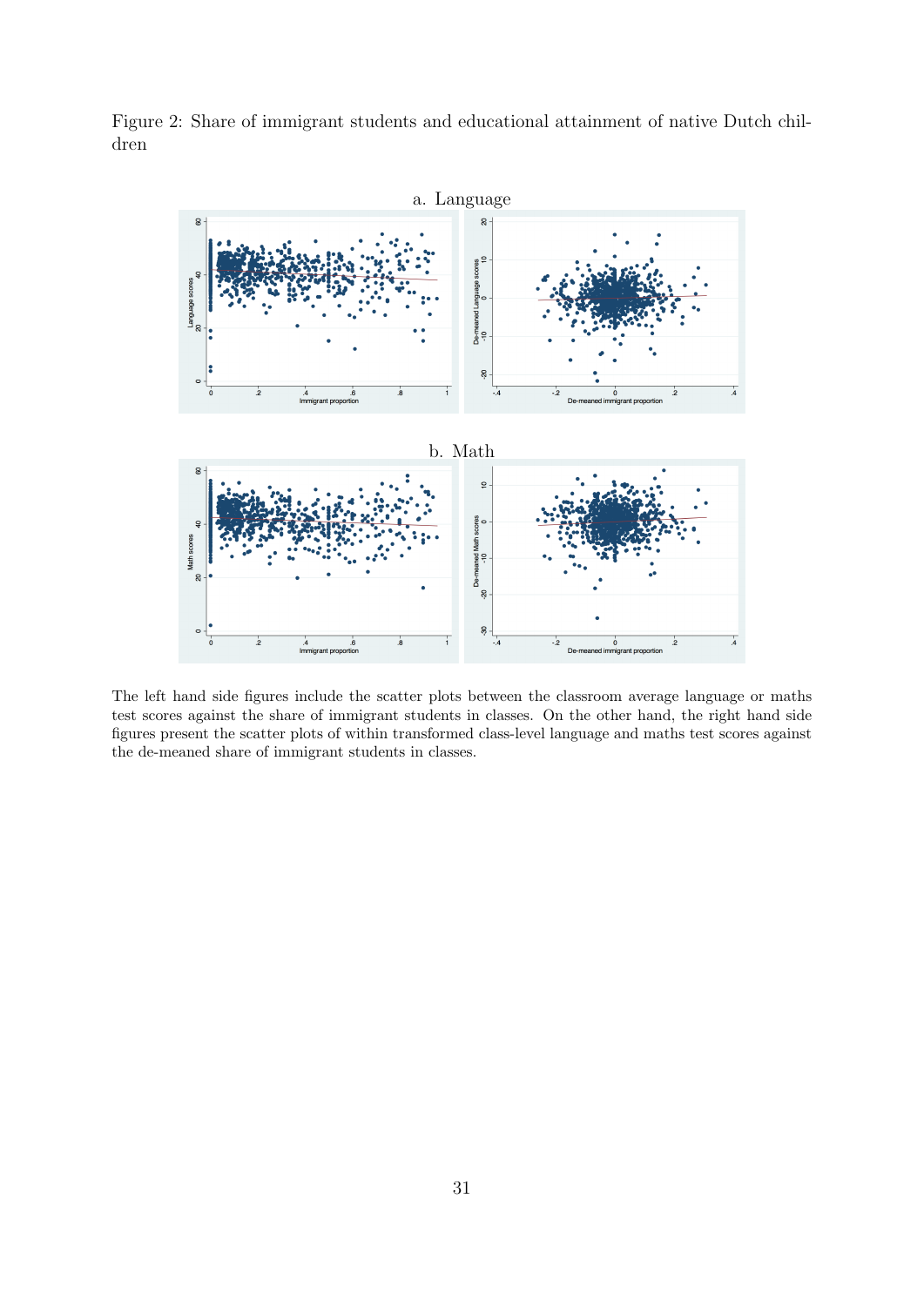Figure 2: Share of immigrant students and educational attainment of native Dutch children

a. Language

60
40
20
0
Language scores
0
.2
.4
.6
.8
1
Immigrant proportion

20
10
0
-10
-20
De-meaned Language scores
-.4
-.2
0
.2
.4
De-meaned immigrant proportion

b. Math

60
40
20
0
Math scores
0
.2
.4
.6
.8
1
Immigrant proportion

10
0
-10
-20
-30
De-meaned Math scores
-.4
-.2
0
.2
.4
De-meaned immigrant proportion

The left hand side figures include the scatter plots between the classroom average language or maths test scores against the share of immigrant students in classes. On the other hand, the right hand side figures present the scatter plots of within transformed class-level language and maths test scores against the de-meaned share of immigrant students in classes.